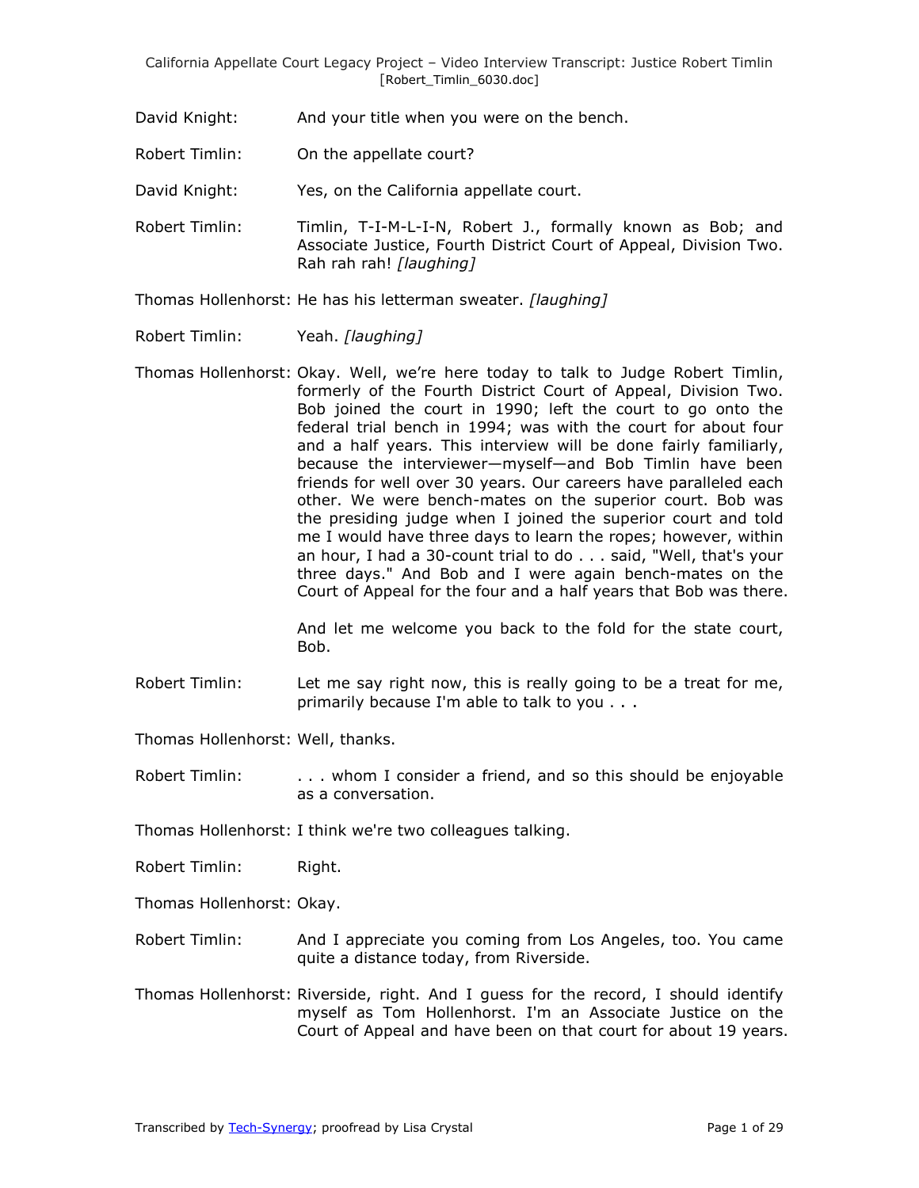David Knight: And your title when you were on the bench.

Robert Timlin: On the appellate court?

David Knight: Yes, on the California appellate court.

Robert Timlin: Timlin, T-I-M-L-I-N, Robert J., formally known as Bob; and Associate Justice, Fourth District Court of Appeal, Division Two. Rah rah rah! *[laughing]*

Thomas Hollenhorst: He has his letterman sweater. *[laughing]*

Robert Timlin: Yeah. *[laughing]*

Thomas Hollenhorst: Okay. Well, we're here today to talk to Judge Robert Timlin, formerly of the Fourth District Court of Appeal, Division Two. Bob joined the court in 1990; left the court to go onto the federal trial bench in 1994; was with the court for about four and a half years. This interview will be done fairly familiarly, because the interviewer—myself—and Bob Timlin have been friends for well over 30 years. Our careers have paralleled each other. We were bench-mates on the superior court. Bob was the presiding judge when I joined the superior court and told me I would have three days to learn the ropes; however, within an hour, I had a 30-count trial to do . . . said, "Well, that's your three days." And Bob and I were again bench-mates on the Court of Appeal for the four and a half years that Bob was there.

And let me welcome you back to the fold for the state court, Bob.

Robert Timlin: Let me say right now, this is really going to be a treat for me, primarily because I'm able to talk to you . . .

Thomas Hollenhorst: Well, thanks.

Robert Timlin: . . . whom I consider a friend, and so this should be enjoyable as a conversation.

Thomas Hollenhorst: I think we're two colleagues talking.

Robert Timlin: Right.

Thomas Hollenhorst: Okay.

Robert Timlin: And I appreciate you coming from Los Angeles, too. You came quite a distance today, from Riverside.

Thomas Hollenhorst: Riverside, right. And I guess for the record, I should identify myself as Tom Hollenhorst. I'm an Associate Justice on the Court of Appeal and have been on that court for about 19 years.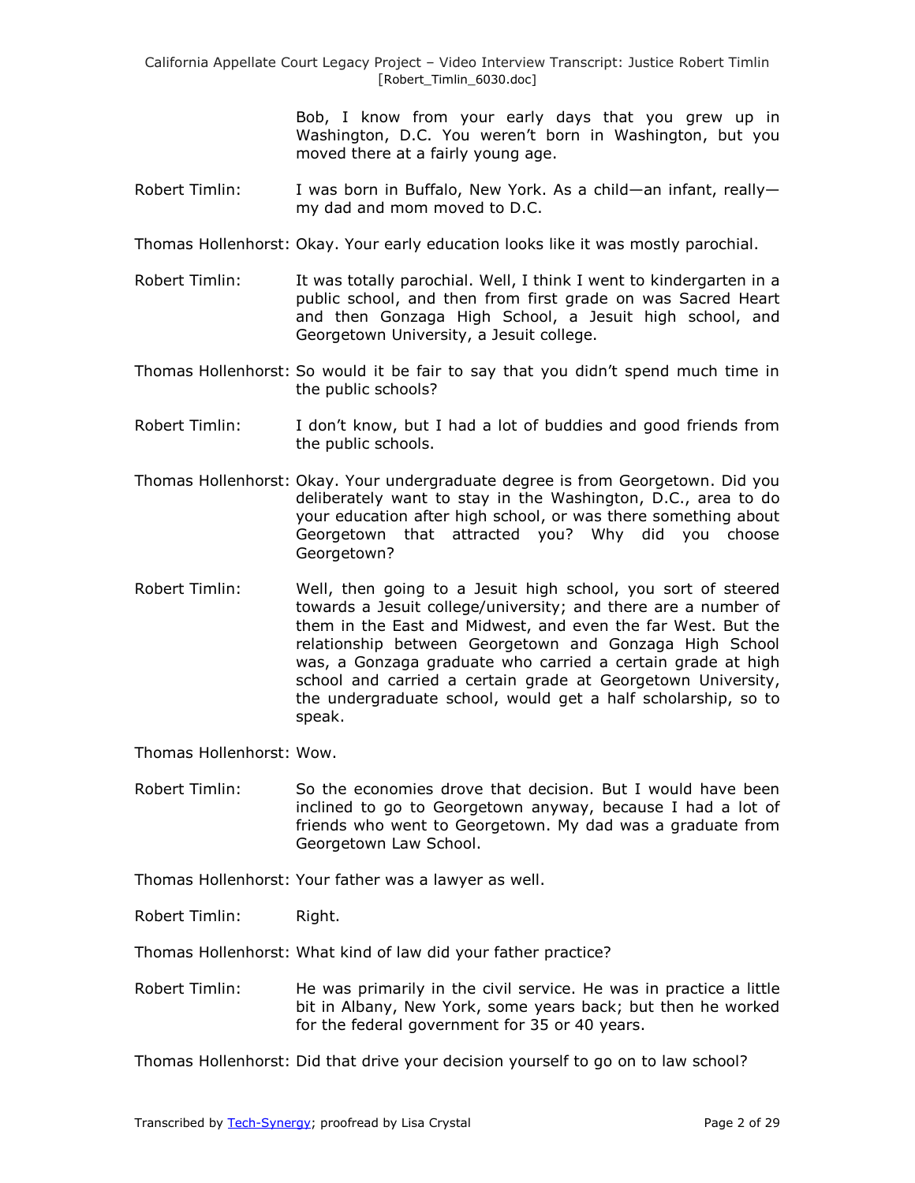Bob, I know from your early days that you grew up in Washington, D.C. You weren't born in Washington, but you moved there at a fairly young age.

Robert Timlin: I was born in Buffalo, New York. As a child—an infant, really—my dad and mom moved to D.C.

Thomas Hollenhorst: Okay. Your early education looks like it was mostly parochial.

Robert Timlin: It was totally parochial. Well, I think I went to kindergarten in a public school, and then from first grade on was Sacred Heart and then Gonzaga High School, a Jesuit high school, and Georgetown University, a Jesuit college.

Thomas Hollenhorst: So would it be fair to say that you didn't spend much time in the public schools?

Robert Timlin: I don't know, but I had a lot of buddies and good friends from the public schools.

Thomas Hollenhorst: Okay. Your undergraduate degree is from Georgetown. Did you deliberately want to stay in the Washington, D.C., area to do your education after high school, or was there something about Georgetown that attracted you? Why did you choose Georgetown?

Robert Timlin: Well, then going to a Jesuit high school, you sort of steered towards a Jesuit college/university; and there are a number of them in the East and Midwest, and even the far West. But the relationship between Georgetown and Gonzaga High School was, a Gonzaga graduate who carried a certain grade at high school and carried a certain grade at Georgetown University, the undergraduate school, would get a half scholarship, so to speak.

Thomas Hollenhorst: Wow.

Robert Timlin: So the economies drove that decision. But I would have been inclined to go to Georgetown anyway, because I had a lot of friends who went to Georgetown. My dad was a graduate from Georgetown Law School.

Thomas Hollenhorst: Your father was a lawyer as well.

Robert Timlin: Right.

Thomas Hollenhorst: What kind of law did your father practice?

Robert Timlin: He was primarily in the civil service. He was in practice a little bit in Albany, New York, some years back; but then he worked for the federal government for 35 or 40 years.

Thomas Hollenhorst: Did that drive your decision yourself to go on to law school?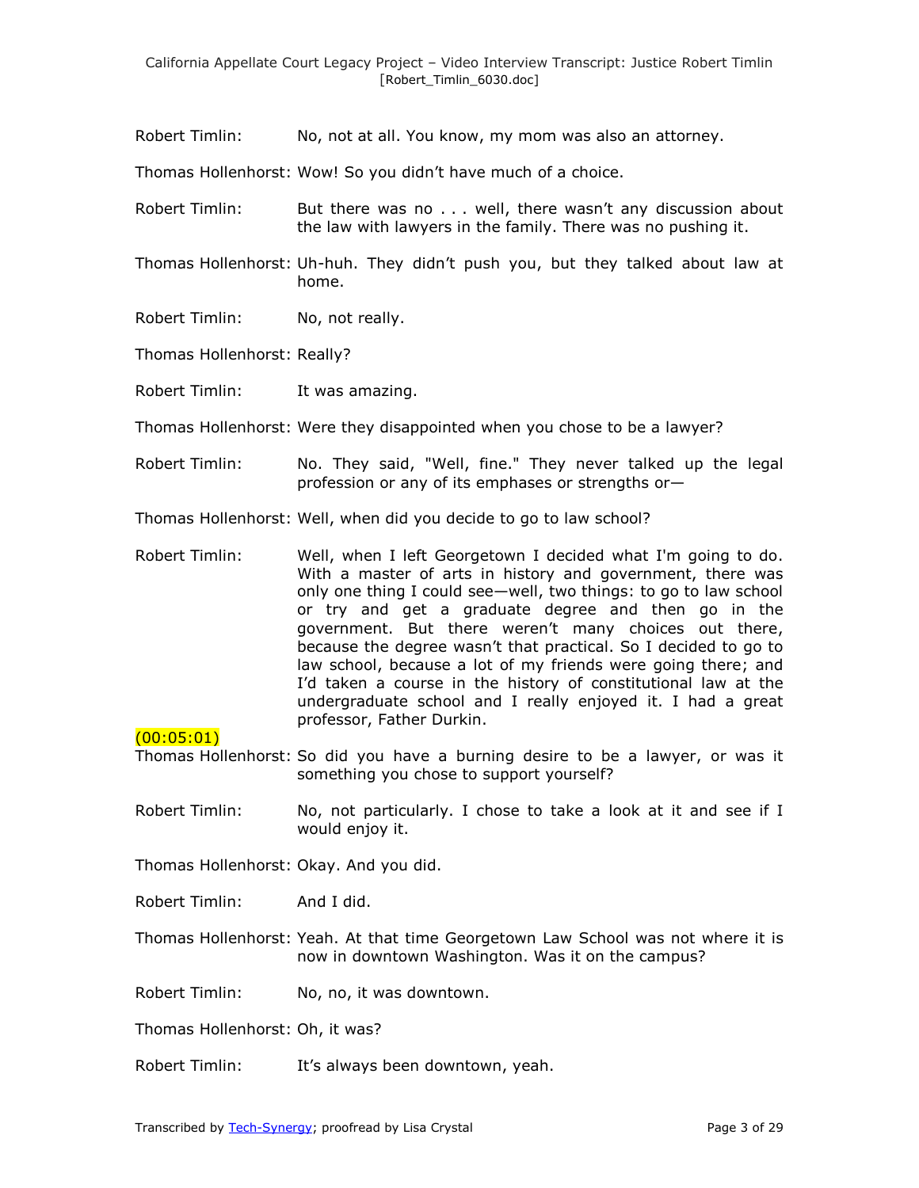Robert Timlin: No, not at all. You know, my mom was also an attorney.

Thomas Hollenhorst: Wow! So you didn't have much of a choice.

Robert Timlin: But there was no . . . well, there wasn't any discussion about the law with lawyers in the family. There was no pushing it.

Thomas Hollenhorst: Uh-huh. They didn't push you, but they talked about law at home.

Robert Timlin: No, not really.

Thomas Hollenhorst: Really?

Robert Timlin: It was amazing.

Thomas Hollenhorst: Were they disappointed when you chose to be a lawyer?

Robert Timlin: No. They said, "Well, fine." They never talked up the legal profession or any of its emphases or strengths or—

Thomas Hollenhorst: Well, when did you decide to go to law school?

Robert Timlin: Well, when I left Georgetown I decided what I'm going to do. With a master of arts in history and government, there was only one thing I could see—well, two things: to go to law school or try and get a graduate degree and then go in the government. But there weren't many choices out there, because the degree wasn't that practical. So I decided to go to law school, because a lot of my friends were going there; and I'd taken a course in the history of constitutional law at the undergraduate school and I really enjoyed it. I had a great professor, Father Durkin.

(00:05:01)

Thomas Hollenhorst: So did you have a burning desire to be a lawyer, or was it something you chose to support yourself?

Robert Timlin: No, not particularly. I chose to take a look at it and see if I would enjoy it.

Thomas Hollenhorst: Okay. And you did.

Robert Timlin: And I did.

Thomas Hollenhorst: Yeah. At that time Georgetown Law School was not where it is now in downtown Washington. Was it on the campus?

Robert Timlin: No, no, it was downtown.

Thomas Hollenhorst: Oh, it was?

Robert Timlin: It's always been downtown, yeah.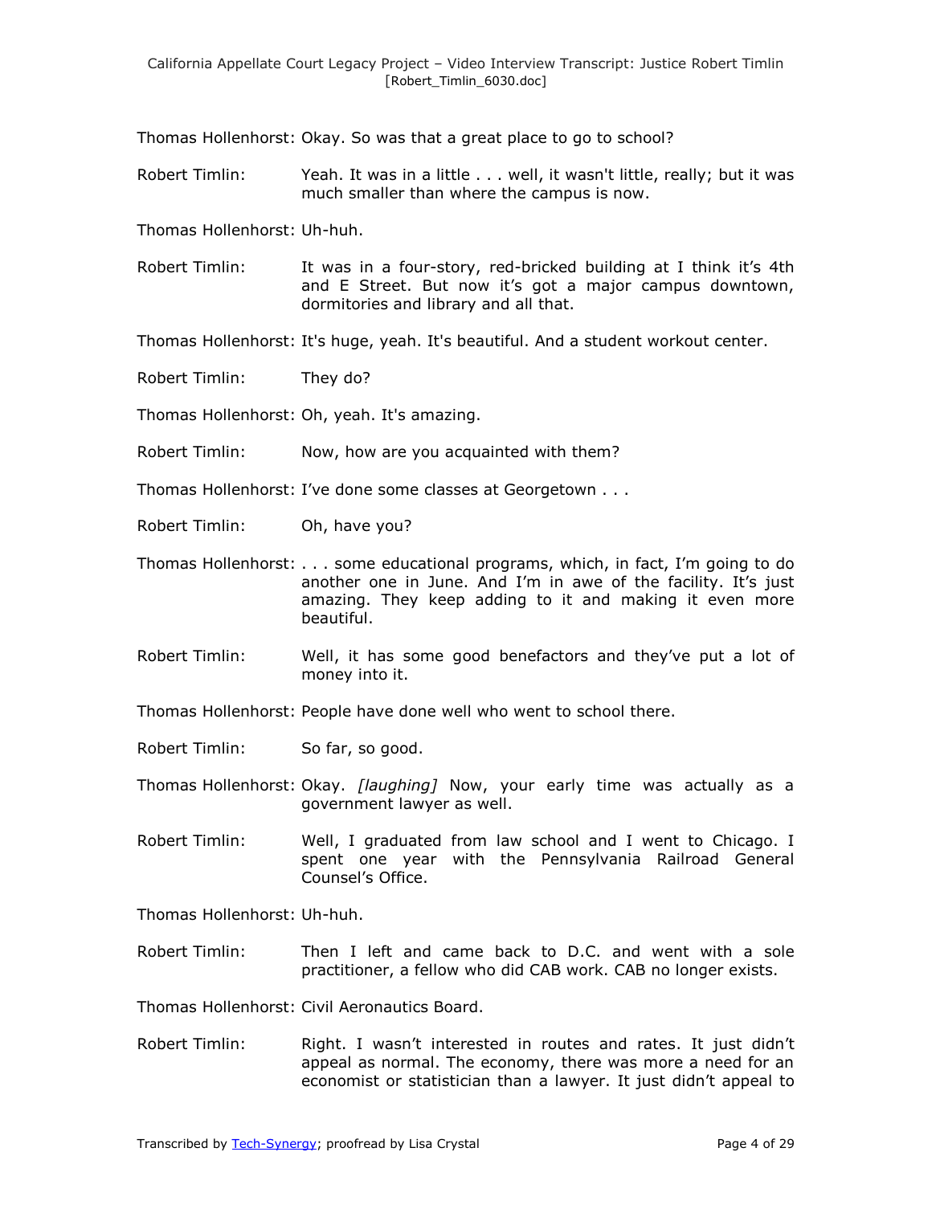Thomas Hollenhorst: Okay. So was that a great place to go to school?

Robert Timlin: Yeah. It was in a little . . . well, it wasn't little, really; but it was much smaller than where the campus is now.

Thomas Hollenhorst: Uh-huh.

Robert Timlin: It was in a four-story, red-bricked building at I think it's 4th and E Street. But now it's got a major campus downtown, dormitories and library and all that.

Thomas Hollenhorst: It's huge, yeah. It's beautiful. And a student workout center.

Robert Timlin: They do?

Thomas Hollenhorst: Oh, yeah. It's amazing.

Robert Timlin: Now, how are you acquainted with them?

Thomas Hollenhorst: I've done some classes at Georgetown . . .

Robert Timlin: Oh, have you?

Thomas Hollenhorst: . . . some educational programs, which, in fact, I'm going to do another one in June. And I'm in awe of the facility. It's just amazing. They keep adding to it and making it even more beautiful.

Robert Timlin: Well, it has some good benefactors and they've put a lot of money into it.

Thomas Hollenhorst: People have done well who went to school there.

Robert Timlin: So far, so good.

Thomas Hollenhorst: Okay. *[laughing]* Now, your early time was actually as a government lawyer as well.

Robert Timlin: Well, I graduated from law school and I went to Chicago. I spent one year with the Pennsylvania Railroad General Counsel's Office.

Thomas Hollenhorst: Uh-huh.

Robert Timlin: Then I left and came back to D.C. and went with a sole practitioner, a fellow who did CAB work. CAB no longer exists.

Thomas Hollenhorst: Civil Aeronautics Board.

Robert Timlin: Right. I wasn't interested in routes and rates. It just didn't appeal as normal. The economy, there was more a need for an economist or statistician than a lawyer. It just didn't appeal to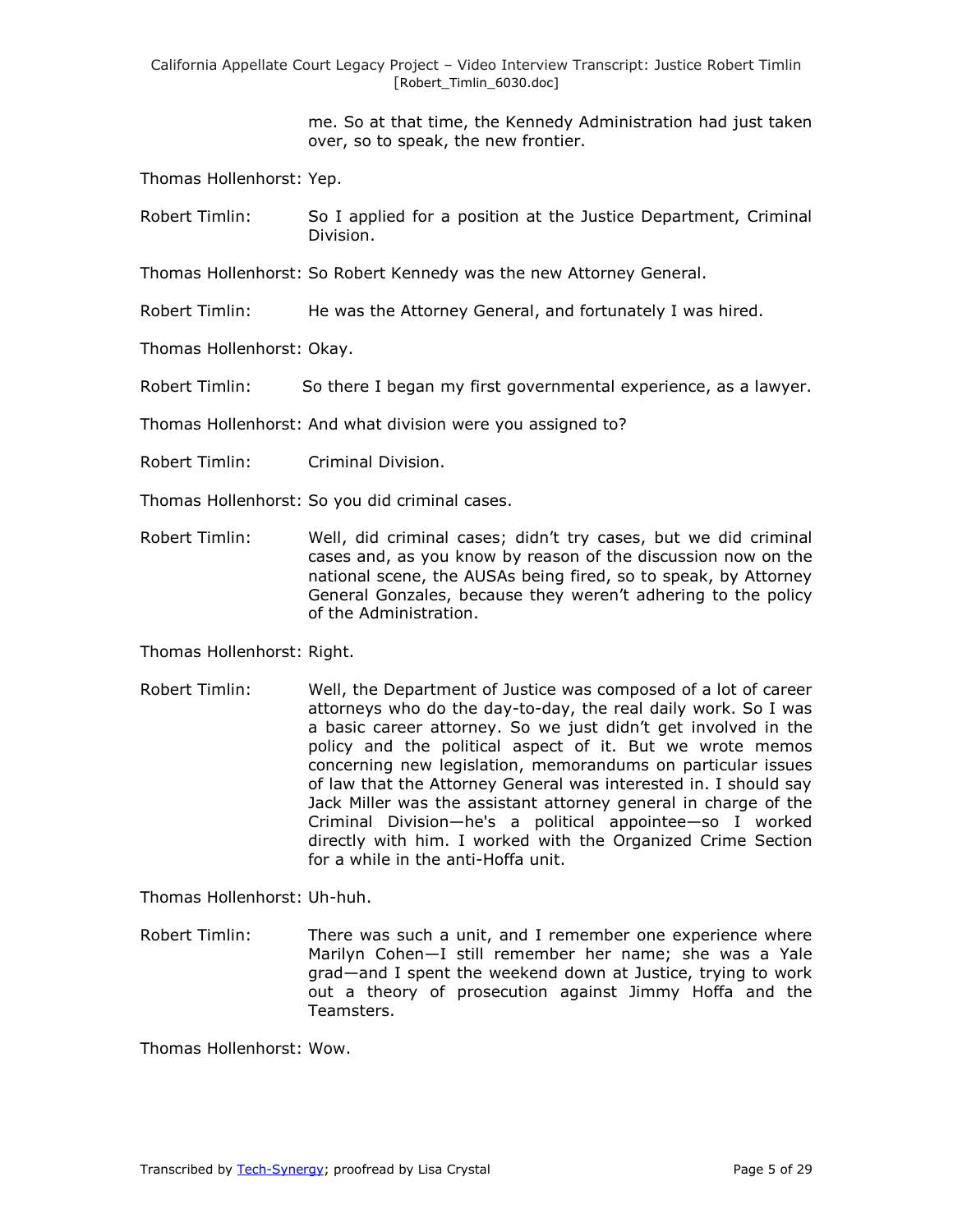me. So at that time, the Kennedy Administration had just taken over, so to speak, the new frontier.

Thomas Hollenhorst: Yep.

Robert Timlin: So I applied for a position at the Justice Department, Criminal Division.

Thomas Hollenhorst: So Robert Kennedy was the new Attorney General.

Robert Timlin: He was the Attorney General, and fortunately I was hired.

Thomas Hollenhorst: Okay.

Robert Timlin: So there I began my first governmental experience, as a lawyer.

Thomas Hollenhorst: And what division were you assigned to?

Robert Timlin: Criminal Division.

Thomas Hollenhorst: So you did criminal cases.

Robert Timlin: Well, did criminal cases; didn't try cases, but we did criminal cases and, as you know by reason of the discussion now on the national scene, the AUSAs being fired, so to speak, by Attorney General Gonzales, because they weren't adhering to the policy of the Administration.

Thomas Hollenhorst: Right.

Robert Timlin: Well, the Department of Justice was composed of a lot of career attorneys who do the day-to-day, the real daily work. So I was a basic career attorney. So we just didn't get involved in the policy and the political aspect of it. But we wrote memos concerning new legislation, memorandums on particular issues of law that the Attorney General was interested in. I should say Jack Miller was the assistant attorney general in charge of the Criminal Division—he's a political appointee—so I worked directly with him. I worked with the Organized Crime Section for a while in the anti-Hoffa unit.

Thomas Hollenhorst: Uh-huh.

Robert Timlin: There was such a unit, and I remember one experience where Marilyn Cohen—I still remember her name; she was a Yale grad—and I spent the weekend down at Justice, trying to work out a theory of prosecution against Jimmy Hoffa and the Teamsters.

Thomas Hollenhorst: Wow.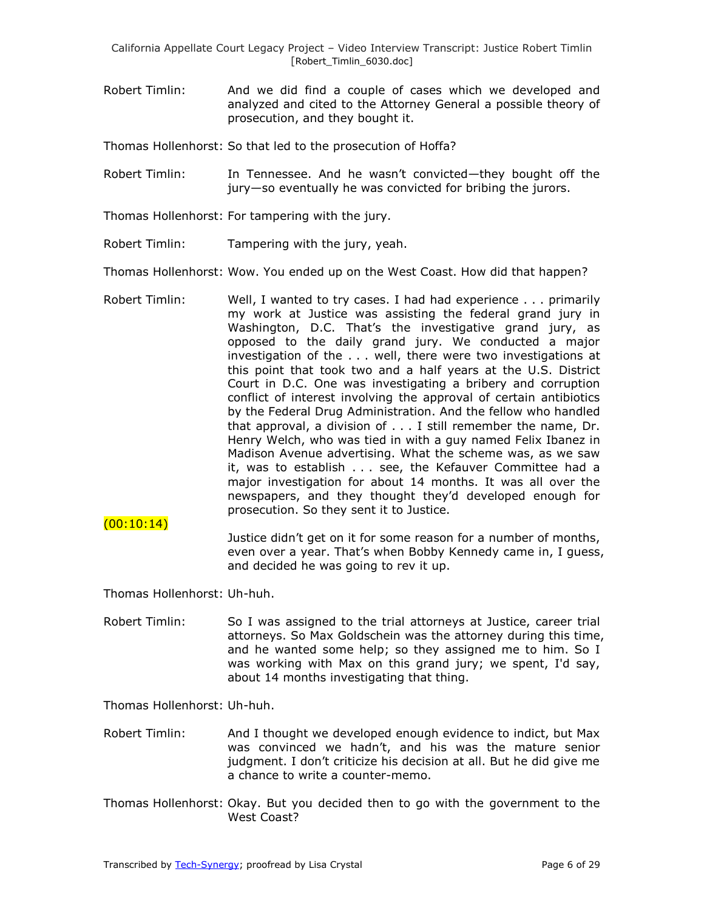Robert Timlin: And we did find a couple of cases which we developed and analyzed and cited to the Attorney General a possible theory of prosecution, and they bought it.

Thomas Hollenhorst: So that led to the prosecution of Hoffa?

Robert Timlin: In Tennessee. And he wasn't convicted—they bought off the jury—so eventually he was convicted for bribing the jurors.

Thomas Hollenhorst: For tampering with the jury.

Robert Timlin: Tampering with the jury, yeah.

Thomas Hollenhorst: Wow. You ended up on the West Coast. How did that happen?

Robert Timlin: Well, I wanted to try cases. I had had experience . . . primarily my work at Justice was assisting the federal grand jury in Washington, D.C. That's the investigative grand jury, as opposed to the daily grand jury. We conducted a major investigation of the . . . well, there were two investigations at this point that took two and a half years at the U.S. District Court in D.C. One was investigating a bribery and corruption conflict of interest involving the approval of certain antibiotics by the Federal Drug Administration. And the fellow who handled that approval, a division of . . . I still remember the name, Dr. Henry Welch, who was tied in with a guy named Felix Ibanez in Madison Avenue advertising. What the scheme was, as we saw it, was to establish . . . see, the Kefauver Committee had a major investigation for about 14 months. It was all over the newspapers, and they thought they'd developed enough for prosecution. So they sent it to Justice.

(00:10:14)

Justice didn't get on it for some reason for a number of months, even over a year. That's when Bobby Kennedy came in, I guess, and decided he was going to rev it up.

Thomas Hollenhorst: Uh-huh.

Robert Timlin: So I was assigned to the trial attorneys at Justice, career trial attorneys. So Max Goldschein was the attorney during this time, and he wanted some help; so they assigned me to him. So I was working with Max on this grand jury; we spent, I'd say, about 14 months investigating that thing.

Thomas Hollenhorst: Uh-huh.

Robert Timlin: And I thought we developed enough evidence to indict, but Max was convinced we hadn't, and his was the mature senior judgment. I don't criticize his decision at all. But he did give me a chance to write a counter-memo.

Thomas Hollenhorst: Okay. But you decided then to go with the government to the West Coast?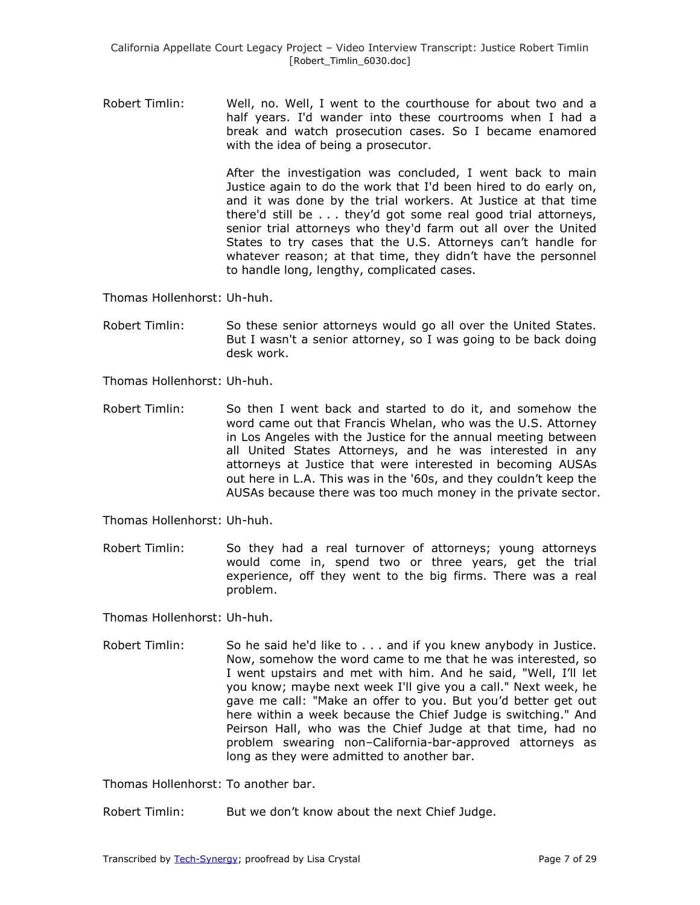Robert Timlin: Well, no. Well, I went to the courthouse for about two and a half years. I'd wander into these courtrooms when I had a break and watch prosecution cases. So I became enamored with the idea of being a prosecutor.

After the investigation was concluded, I went back to main Justice again to do the work that I'd been hired to do early on, and it was done by the trial workers. At Justice at that time there'd still be . . . they'd got some real good trial attorneys, senior trial attorneys who they'd farm out all over the United States to try cases that the U.S. Attorneys can't handle for whatever reason; at that time, they didn't have the personnel to handle long, lengthy, complicated cases.

Thomas Hollenhorst: Uh-huh.

Robert Timlin: So these senior attorneys would go all over the United States. But I wasn't a senior attorney, so I was going to be back doing desk work.

Thomas Hollenhorst: Uh-huh.

Robert Timlin: So then I went back and started to do it, and somehow the word came out that Francis Whelan, who was the U.S. Attorney in Los Angeles with the Justice for the annual meeting between all United States Attorneys, and he was interested in any attorneys at Justice that were interested in becoming AUSAs out here in L.A. This was in the '60s, and they couldn't keep the AUSAs because there was too much money in the private sector.

Thomas Hollenhorst: Uh-huh.

Robert Timlin: So they had a real turnover of attorneys; young attorneys would come in, spend two or three years, get the trial experience, off they went to the big firms. There was a real problem.

Thomas Hollenhorst: Uh-huh.

Robert Timlin: So he said he'd like to . . . and if you knew anybody in Justice. Now, somehow the word came to me that he was interested, so I went upstairs and met with him. And he said, "Well, I'll let you know; maybe next week I'll give you a call." Next week, he gave me call: "Make an offer to you. But you'd better get out here within a week because the Chief Judge is switching." And Peirson Hall, who was the Chief Judge at that time, had no problem swearing non–California-bar-approved attorneys as long as they were admitted to another bar.

Thomas Hollenhorst: To another bar.

Robert Timlin: But we don't know about the next Chief Judge.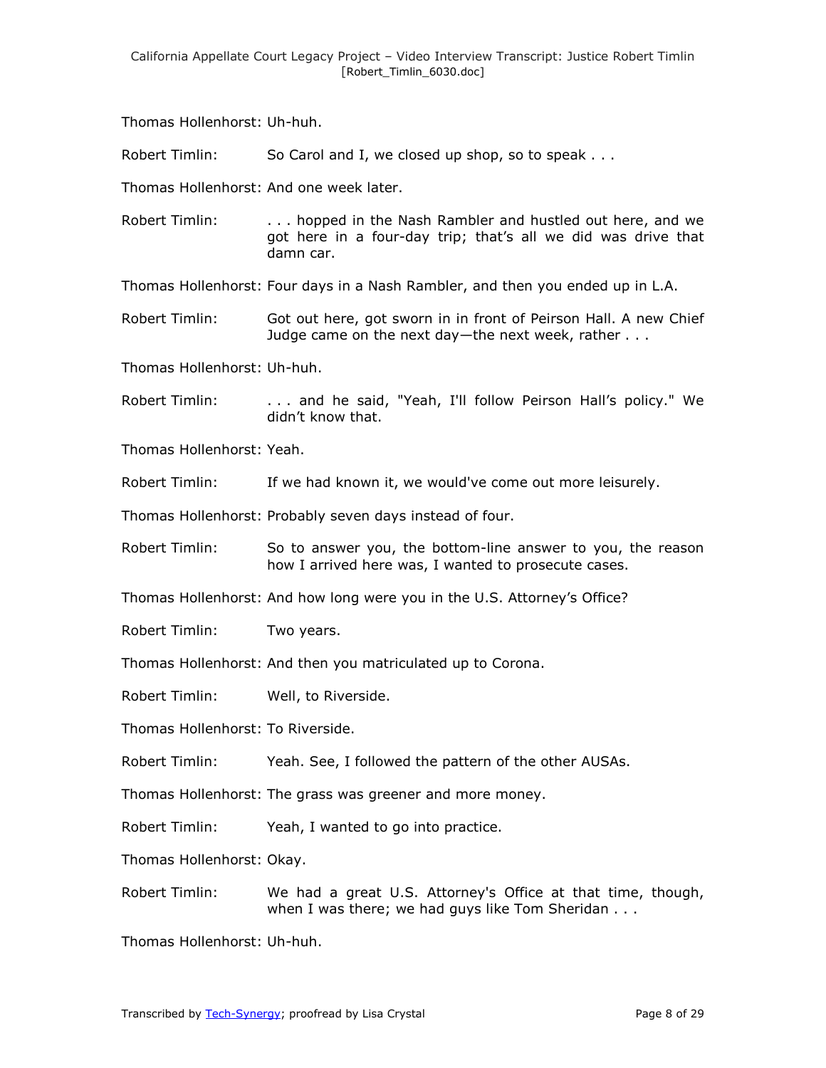Thomas Hollenhorst: Uh-huh.

Robert Timlin: So Carol and I, we closed up shop, so to speak . . .

Thomas Hollenhorst: And one week later.

Robert Timlin: . . . hopped in the Nash Rambler and hustled out here, and we got here in a four-day trip; that's all we did was drive that damn car.

Thomas Hollenhorst: Four days in a Nash Rambler, and then you ended up in L.A.

Robert Timlin: Got out here, got sworn in in front of Peirson Hall. A new Chief Judge came on the next day—the next week, rather . . .

Thomas Hollenhorst: Uh-huh.

Robert Timlin: . . . and he said, "Yeah, I'll follow Peirson Hall's policy." We didn't know that.

Thomas Hollenhorst: Yeah.

Robert Timlin: If we had known it, we would've come out more leisurely.

Thomas Hollenhorst: Probably seven days instead of four.

Robert Timlin: So to answer you, the bottom-line answer to you, the reason how I arrived here was, I wanted to prosecute cases.

Thomas Hollenhorst: And how long were you in the U.S. Attorney's Office?

Robert Timlin: Two years.

Thomas Hollenhorst: And then you matriculated up to Corona.

Robert Timlin: Well, to Riverside.

Thomas Hollenhorst: To Riverside.

Robert Timlin: Yeah. See, I followed the pattern of the other AUSAs.

Thomas Hollenhorst: The grass was greener and more money.

Robert Timlin: Yeah, I wanted to go into practice.

Thomas Hollenhorst: Okay.

Robert Timlin: We had a great U.S. Attorney's Office at that time, though, when I was there; we had guys like Tom Sheridan . . .

Thomas Hollenhorst: Uh-huh.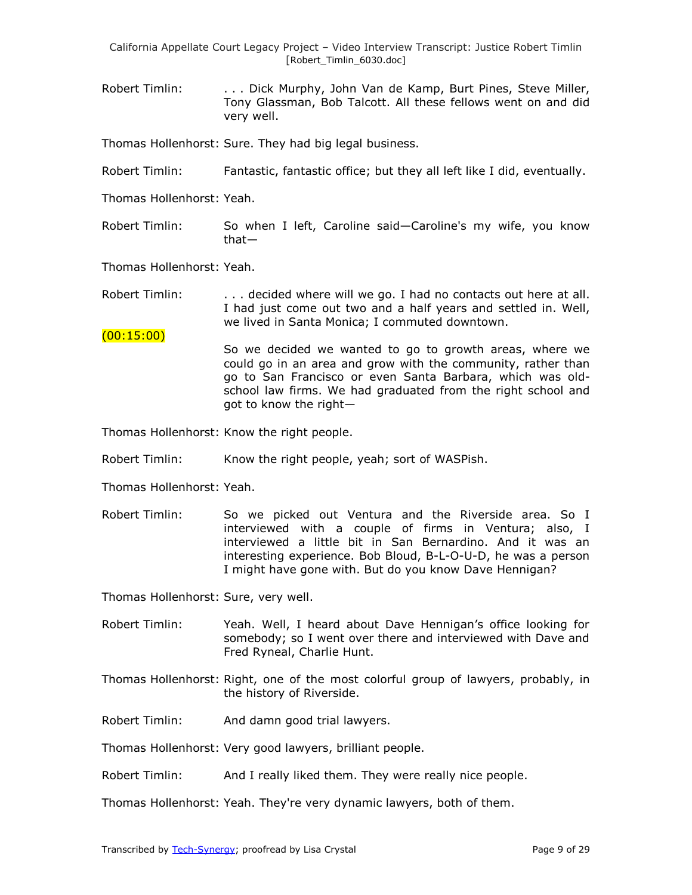Robert Timlin: . . . Dick Murphy, John Van de Kamp, Burt Pines, Steve Miller, Tony Glassman, Bob Talcott. All these fellows went on and did very well.

Thomas Hollenhorst: Sure. They had big legal business.

Robert Timlin: Fantastic, fantastic office; but they all left like I did, eventually.

Thomas Hollenhorst: Yeah.

Robert Timlin: So when I left, Caroline said—Caroline's my wife, you know that—

Thomas Hollenhorst: Yeah.

Robert Timlin: . . . decided where will we go. I had no contacts out here at all. I had just come out two and a half years and settled in. Well, we lived in Santa Monica; I commuted downtown.

(00:15:00)

So we decided we wanted to go to growth areas, where we could go in an area and grow with the community, rather than go to San Francisco or even Santa Barbara, which was old-school law firms. We had graduated from the right school and got to know the right—

Thomas Hollenhorst: Know the right people.

Robert Timlin: Know the right people, yeah; sort of WASPish.

Thomas Hollenhorst: Yeah.

Robert Timlin: So we picked out Ventura and the Riverside area. So I interviewed with a couple of firms in Ventura; also, I interviewed a little bit in San Bernardino. And it was an interesting experience. Bob Bloud, B-L-O-U-D, he was a person I might have gone with. But do you know Dave Hennigan?

Thomas Hollenhorst: Sure, very well.

Robert Timlin: Yeah. Well, I heard about Dave Hennigan's office looking for somebody; so I went over there and interviewed with Dave and Fred Ryneal, Charlie Hunt.

Thomas Hollenhorst: Right, one of the most colorful group of lawyers, probably, in the history of Riverside.

Robert Timlin: And damn good trial lawyers.

Thomas Hollenhorst: Very good lawyers, brilliant people.

Robert Timlin: And I really liked them. They were really nice people.

Thomas Hollenhorst: Yeah. They're very dynamic lawyers, both of them.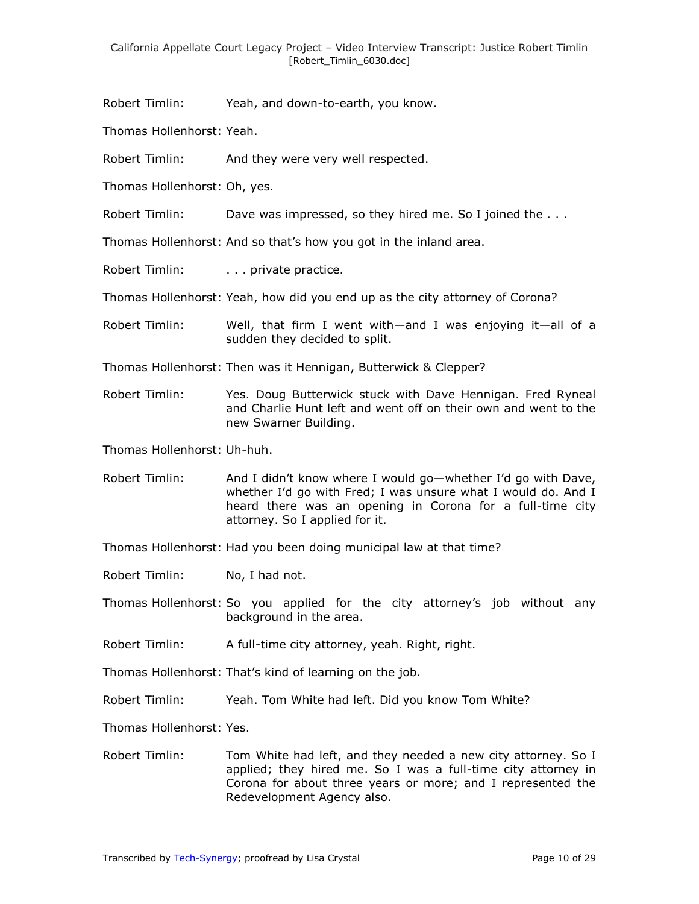Robert Timlin: Yeah, and down-to-earth, you know.

Thomas Hollenhorst: Yeah.

Robert Timlin: And they were very well respected.

Thomas Hollenhorst: Oh, yes.

Robert Timlin: Dave was impressed, so they hired me. So I joined the . . .

Thomas Hollenhorst: And so that's how you got in the inland area.

Robert Timlin: . . . private practice.

Thomas Hollenhorst: Yeah, how did you end up as the city attorney of Corona?

Robert Timlin: Well, that firm I went with—and I was enjoying it—all of a sudden they decided to split.

Thomas Hollenhorst: Then was it Hennigan, Butterwick & Clepper?

Robert Timlin: Yes. Doug Butterwick stuck with Dave Hennigan. Fred Ryneal and Charlie Hunt left and went off on their own and went to the new Swarner Building.

Thomas Hollenhorst: Uh-huh.

Robert Timlin: And I didn't know where I would go—whether I'd go with Dave, whether I'd go with Fred; I was unsure what I would do. And I heard there was an opening in Corona for a full-time city attorney. So I applied for it.

Thomas Hollenhorst: Had you been doing municipal law at that time?

Robert Timlin: No, I had not.

Thomas Hollenhorst: So you applied for the city attorney's job without any background in the area.

Robert Timlin: A full-time city attorney, yeah. Right, right.

Thomas Hollenhorst: That's kind of learning on the job.

Robert Timlin: Yeah. Tom White had left. Did you know Tom White?

Thomas Hollenhorst: Yes.

Robert Timlin: Tom White had left, and they needed a new city attorney. So I applied; they hired me. So I was a full-time city attorney in Corona for about three years or more; and I represented the Redevelopment Agency also.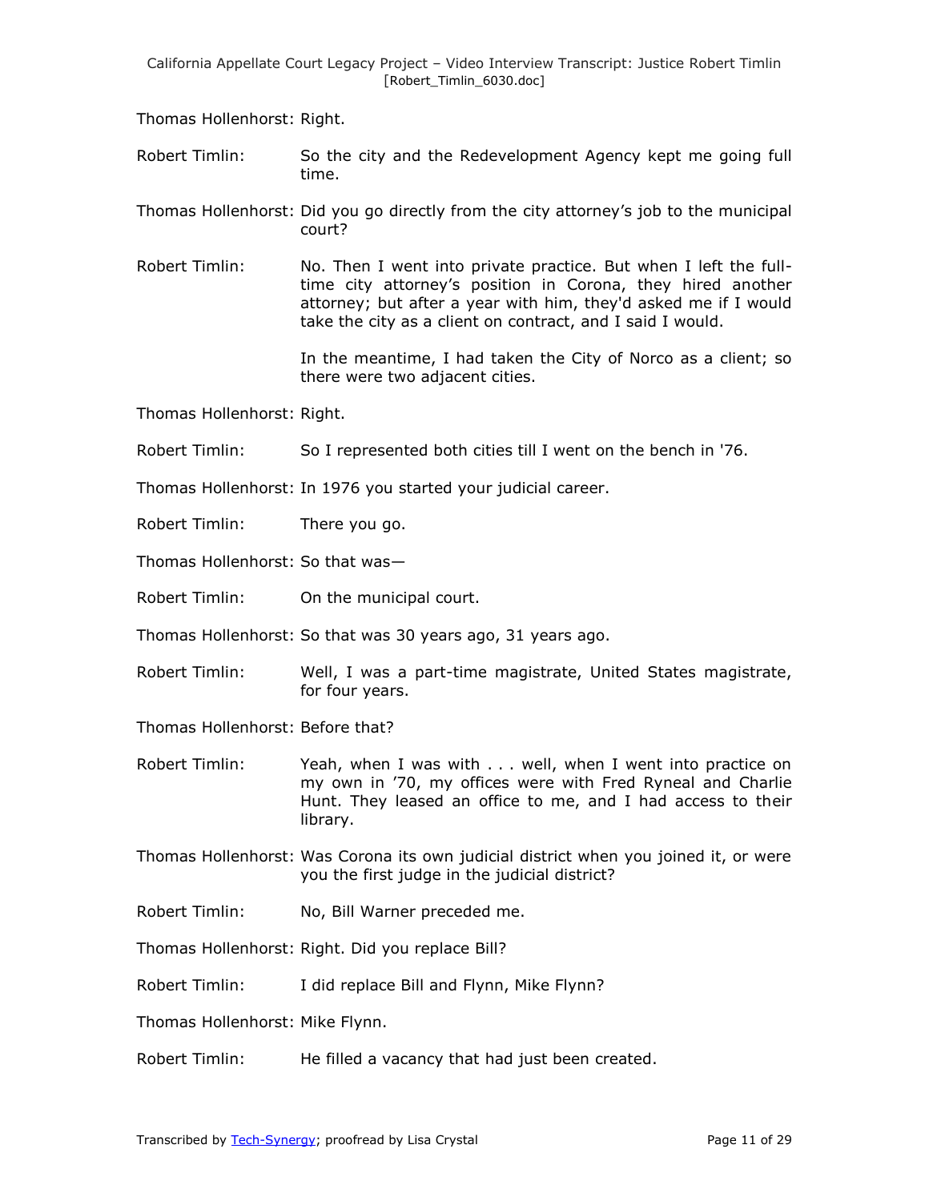Thomas Hollenhorst: Right.

Robert Timlin: So the city and the Redevelopment Agency kept me going full time.

Thomas Hollenhorst: Did you go directly from the city attorney's job to the municipal court?

Robert Timlin: No. Then I went into private practice. But when I left the full-time city attorney's position in Corona, they hired another attorney; but after a year with him, they'd asked me if I would take the city as a client on contract, and I said I would.

In the meantime, I had taken the City of Norco as a client; so there were two adjacent cities.

Thomas Hollenhorst: Right.

Robert Timlin: So I represented both cities till I went on the bench in '76.

Thomas Hollenhorst: In 1976 you started your judicial career.

Robert Timlin: There you go.

Thomas Hollenhorst: So that was—

Robert Timlin: On the municipal court.

Thomas Hollenhorst: So that was 30 years ago, 31 years ago.

Robert Timlin: Well, I was a part-time magistrate, United States magistrate, for four years.

Thomas Hollenhorst: Before that?

Robert Timlin: Yeah, when I was with . . . well, when I went into practice on my own in '70, my offices were with Fred Ryneal and Charlie Hunt. They leased an office to me, and I had access to their library.

Thomas Hollenhorst: Was Corona its own judicial district when you joined it, or were you the first judge in the judicial district?

Robert Timlin: No, Bill Warner preceded me.

Thomas Hollenhorst: Right. Did you replace Bill?

Robert Timlin: I did replace Bill and Flynn, Mike Flynn?

Thomas Hollenhorst: Mike Flynn.

Robert Timlin: He filled a vacancy that had just been created.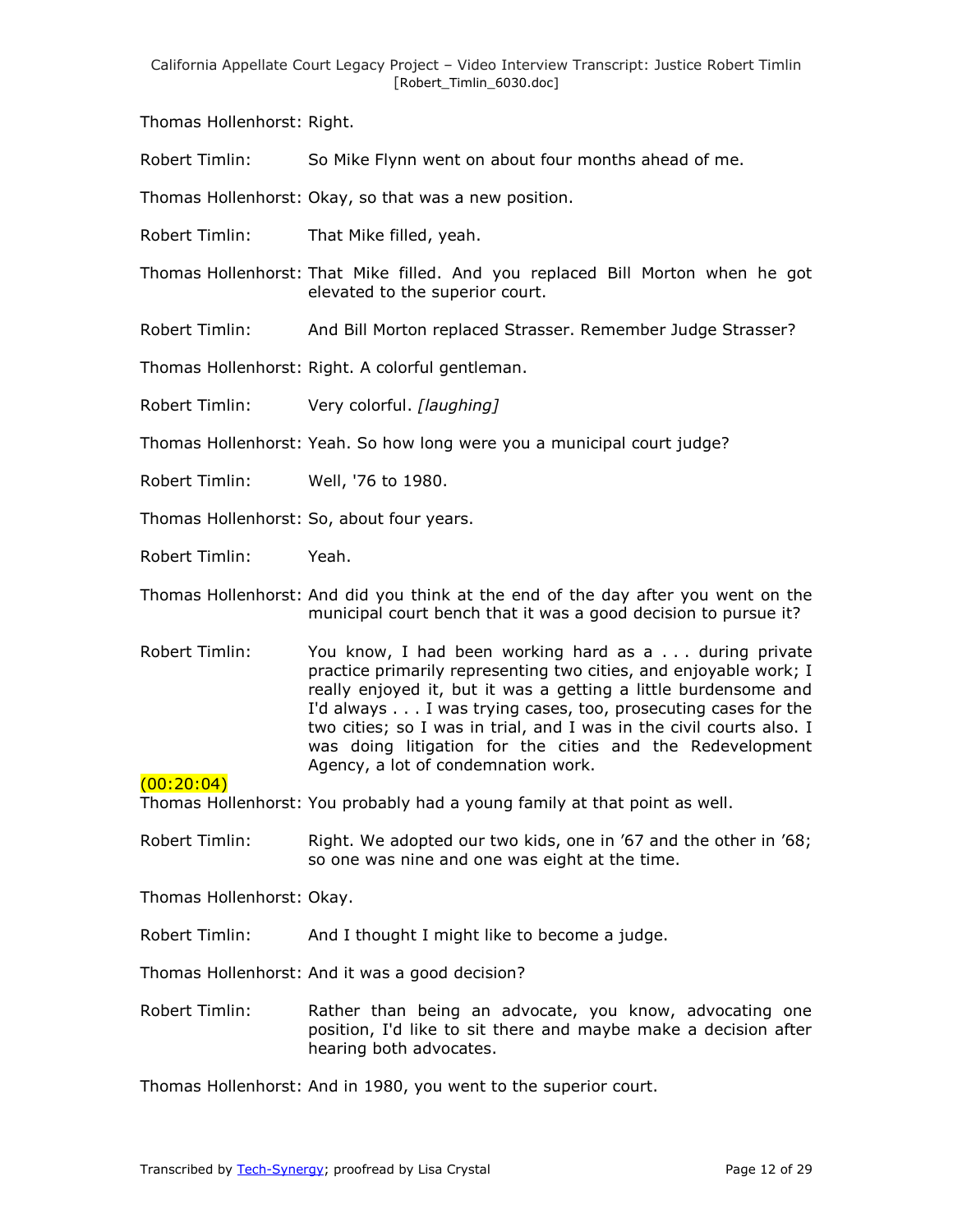Thomas Hollenhorst: Right.

Robert Timlin: So Mike Flynn went on about four months ahead of me.

Thomas Hollenhorst: Okay, so that was a new position.

Robert Timlin: That Mike filled, yeah.

Thomas Hollenhorst: That Mike filled. And you replaced Bill Morton when he got elevated to the superior court.

Robert Timlin: And Bill Morton replaced Strasser. Remember Judge Strasser?

Thomas Hollenhorst: Right. A colorful gentleman.

Robert Timlin: Very colorful. *[laughing]*

Thomas Hollenhorst: Yeah. So how long were you a municipal court judge?

Robert Timlin: Well, '76 to 1980.

Thomas Hollenhorst: So, about four years.

Robert Timlin: Yeah.

Thomas Hollenhorst: And did you think at the end of the day after you went on the municipal court bench that it was a good decision to pursue it?

Robert Timlin: You know, I had been working hard as a . . . during private practice primarily representing two cities, and enjoyable work; I really enjoyed it, but it was a getting a little burdensome and I'd always . . . I was trying cases, too, prosecuting cases for the two cities; so I was in trial, and I was in the civil courts also. I was doing litigation for the cities and the Redevelopment Agency, a lot of condemnation work.

(00:20:04)

Thomas Hollenhorst: You probably had a young family at that point as well.

Robert Timlin: Right. We adopted our two kids, one in '67 and the other in '68; so one was nine and one was eight at the time.

Thomas Hollenhorst: Okay.

Robert Timlin: And I thought I might like to become a judge.

Thomas Hollenhorst: And it was a good decision?

Robert Timlin: Rather than being an advocate, you know, advocating one position, I'd like to sit there and maybe make a decision after hearing both advocates.

Thomas Hollenhorst: And in 1980, you went to the superior court.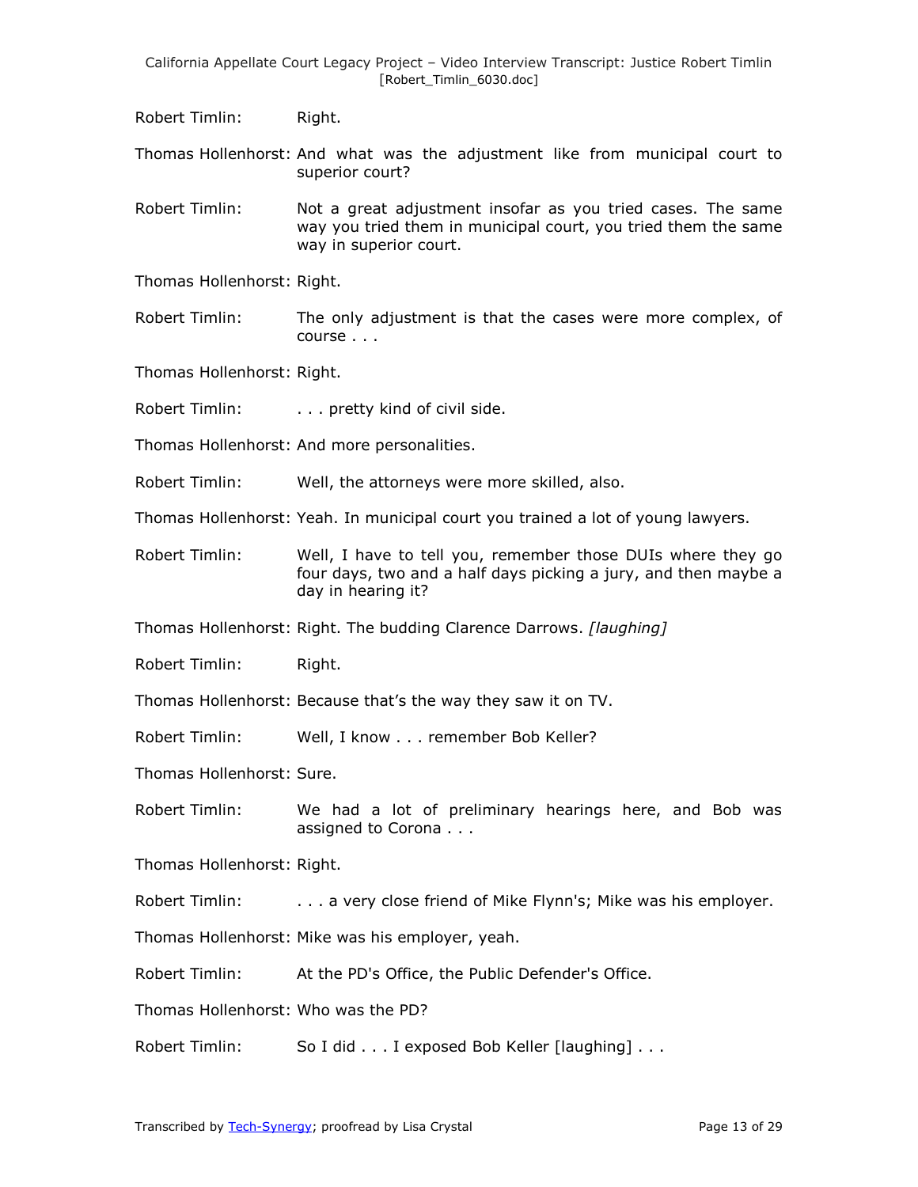Robert Timlin: Right.

Thomas Hollenhorst: And what was the adjustment like from municipal court to superior court?

Robert Timlin: Not a great adjustment insofar as you tried cases. The same way you tried them in municipal court, you tried them the same way in superior court.

Thomas Hollenhorst: Right.

Robert Timlin: The only adjustment is that the cases were more complex, of course . . .

Thomas Hollenhorst: Right.

Robert Timlin: . . . pretty kind of civil side.

Thomas Hollenhorst: And more personalities.

Robert Timlin: Well, the attorneys were more skilled, also.

Thomas Hollenhorst: Yeah. In municipal court you trained a lot of young lawyers.

Robert Timlin: Well, I have to tell you, remember those DUIs where they go four days, two and a half days picking a jury, and then maybe a day in hearing it?

Thomas Hollenhorst: Right. The budding Clarence Darrows. *[laughing]*

Robert Timlin: Right.

Thomas Hollenhorst: Because that's the way they saw it on TV.

Robert Timlin: Well, I know . . . remember Bob Keller?

Thomas Hollenhorst: Sure.

Robert Timlin: We had a lot of preliminary hearings here, and Bob was assigned to Corona . . .

Thomas Hollenhorst: Right.

Robert Timlin: . . . a very close friend of Mike Flynn's; Mike was his employer.

Thomas Hollenhorst: Mike was his employer, yeah.

Robert Timlin: At the PD's Office, the Public Defender's Office.

Thomas Hollenhorst: Who was the PD?

Robert Timlin: So I did . . . I exposed Bob Keller [laughing] . . .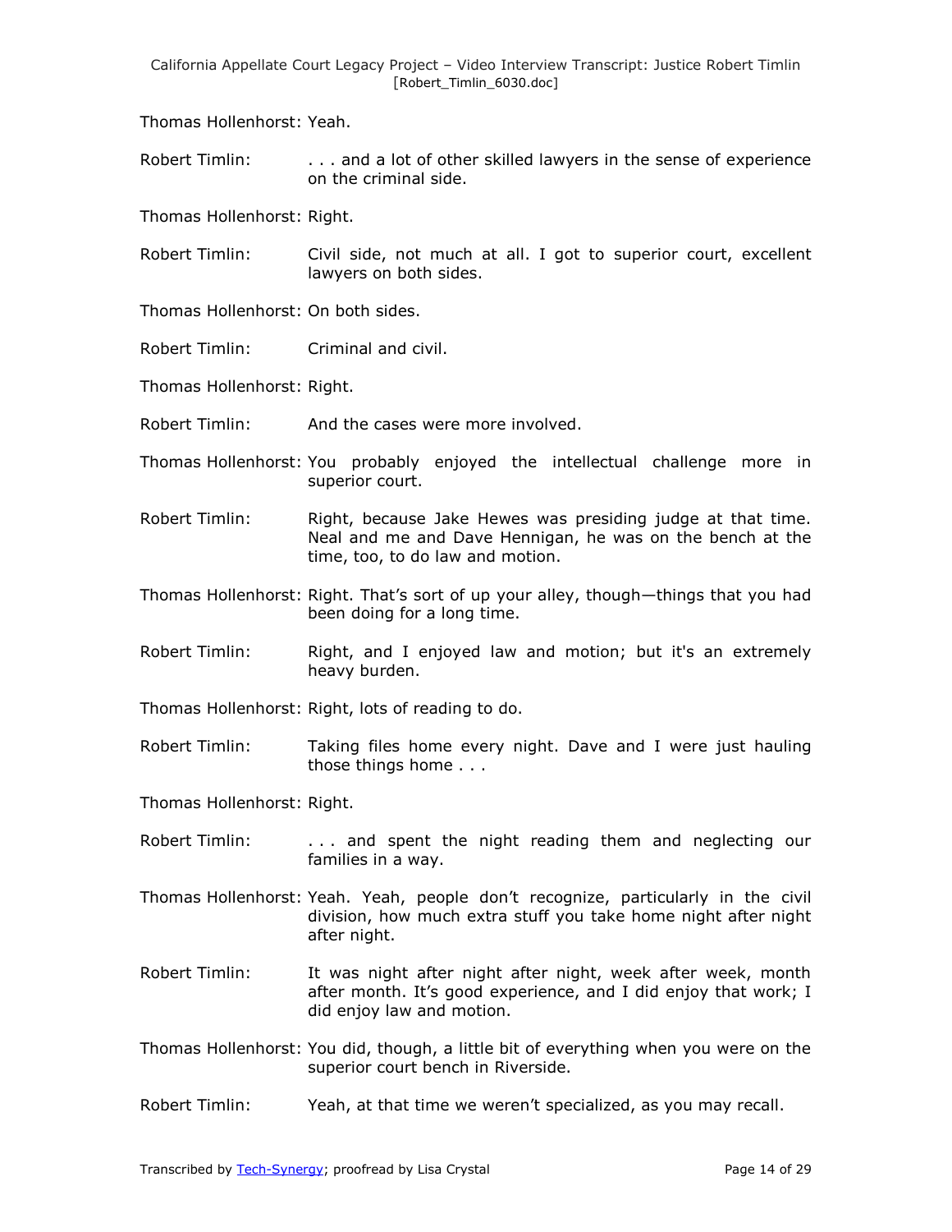Thomas Hollenhorst: Yeah.

Robert Timlin: . . . and a lot of other skilled lawyers in the sense of experience on the criminal side.

Thomas Hollenhorst: Right.

Robert Timlin: Civil side, not much at all. I got to superior court, excellent lawyers on both sides.

Thomas Hollenhorst: On both sides.

Robert Timlin: Criminal and civil.

Thomas Hollenhorst: Right.

Robert Timlin: And the cases were more involved.

Thomas Hollenhorst: You probably enjoyed the intellectual challenge more in superior court.

Robert Timlin: Right, because Jake Hewes was presiding judge at that time. Neal and me and Dave Hennigan, he was on the bench at the time, too, to do law and motion.

Thomas Hollenhorst: Right. That's sort of up your alley, though—things that you had been doing for a long time.

Robert Timlin: Right, and I enjoyed law and motion; but it's an extremely heavy burden.

Thomas Hollenhorst: Right, lots of reading to do.

Robert Timlin: Taking files home every night. Dave and I were just hauling those things home . . .

Thomas Hollenhorst: Right.

Robert Timlin: . . . and spent the night reading them and neglecting our families in a way.

Thomas Hollenhorst: Yeah. Yeah, people don't recognize, particularly in the civil division, how much extra stuff you take home night after night after night.

Robert Timlin: It was night after night after night, week after week, month after month. It's good experience, and I did enjoy that work; I did enjoy law and motion.

Thomas Hollenhorst: You did, though, a little bit of everything when you were on the superior court bench in Riverside.

Robert Timlin: Yeah, at that time we weren't specialized, as you may recall.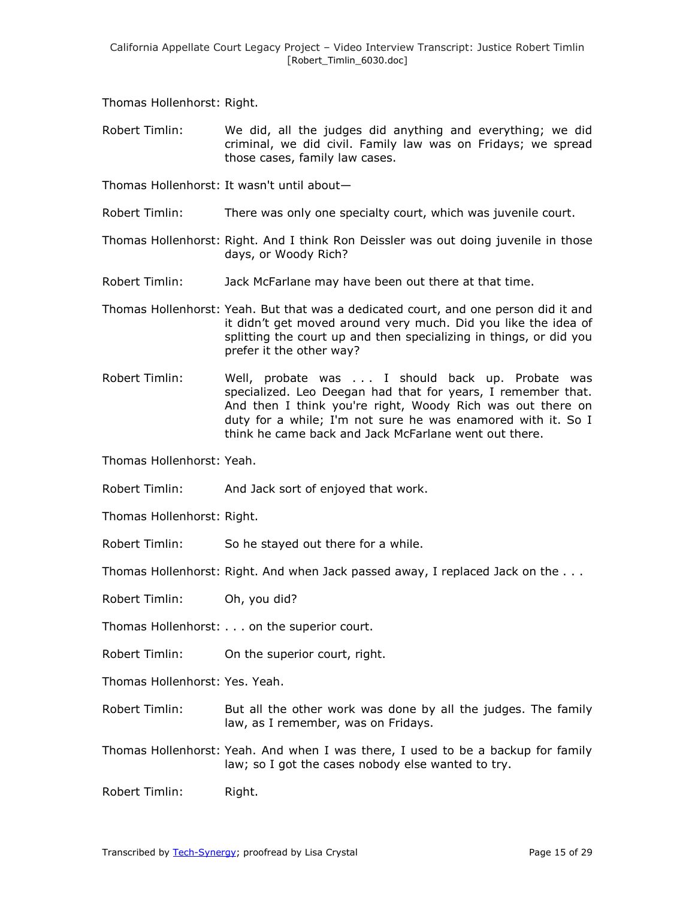Thomas Hollenhorst: Right.

Robert Timlin: We did, all the judges did anything and everything; we did criminal, we did civil. Family law was on Fridays; we spread those cases, family law cases.

Thomas Hollenhorst: It wasn't until about—

Robert Timlin: There was only one specialty court, which was juvenile court.

Thomas Hollenhorst: Right. And I think Ron Deissler was out doing juvenile in those days, or Woody Rich?

Robert Timlin: Jack McFarlane may have been out there at that time.

Thomas Hollenhorst: Yeah. But that was a dedicated court, and one person did it and it didn't get moved around very much. Did you like the idea of splitting the court up and then specializing in things, or did you prefer it the other way?

Robert Timlin: Well, probate was . . . I should back up. Probate was specialized. Leo Deegan had that for years, I remember that. And then I think you're right, Woody Rich was out there on duty for a while; I'm not sure he was enamored with it. So I think he came back and Jack McFarlane went out there.

Thomas Hollenhorst: Yeah.

Robert Timlin: And Jack sort of enjoyed that work.

Thomas Hollenhorst: Right.

Robert Timlin: So he stayed out there for a while.

Thomas Hollenhorst: Right. And when Jack passed away, I replaced Jack on the . . .

Robert Timlin: Oh, you did?

Thomas Hollenhorst: . . . on the superior court.

Robert Timlin: On the superior court, right.

Thomas Hollenhorst: Yes. Yeah.

Robert Timlin: But all the other work was done by all the judges. The family law, as I remember, was on Fridays.

Thomas Hollenhorst: Yeah. And when I was there, I used to be a backup for family law; so I got the cases nobody else wanted to try.

Robert Timlin: Right.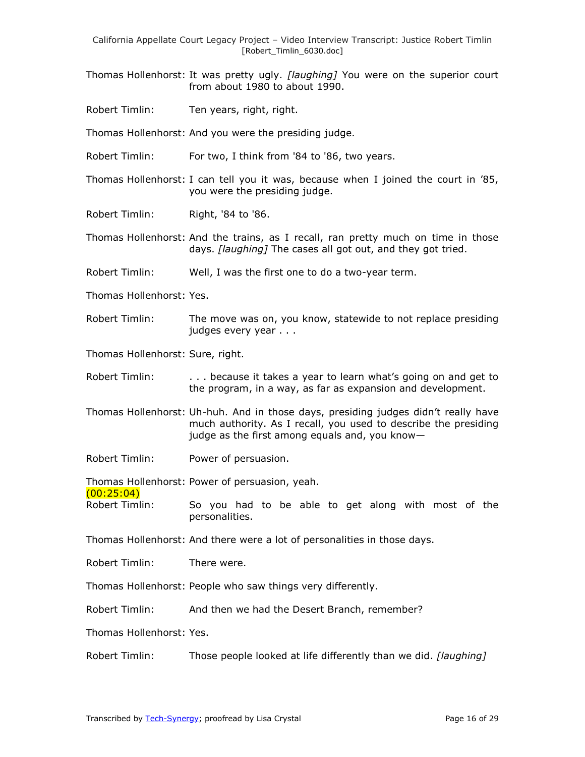Thomas Hollenhorst: It was pretty ugly. *[laughing]* You were on the superior court from about 1980 to about 1990.

Robert Timlin: Ten years, right, right.

Thomas Hollenhorst: And you were the presiding judge.

Robert Timlin: For two, I think from '84 to '86, two years.

Thomas Hollenhorst: I can tell you it was, because when I joined the court in '85, you were the presiding judge.

Robert Timlin: Right, '84 to '86.

Thomas Hollenhorst: And the trains, as I recall, ran pretty much on time in those days. *[laughing]* The cases all got out, and they got tried.

Robert Timlin: Well, I was the first one to do a two-year term.

Thomas Hollenhorst: Yes.

Robert Timlin: The move was on, you know, statewide to not replace presiding judges every year . . .

Thomas Hollenhorst: Sure, right.

Robert Timlin: . . . because it takes a year to learn what's going on and get to the program, in a way, as far as expansion and development.

Thomas Hollenhorst: Uh-huh. And in those days, presiding judges didn't really have much authority. As I recall, you used to describe the presiding judge as the first among equals and, you know—

Robert Timlin: Power of persuasion.

Thomas Hollenhorst: Power of persuasion, yeah.

(00:25:04)

Robert Timlin: So you had to be able to get along with most of the personalities.

Thomas Hollenhorst: And there were a lot of personalities in those days.

Robert Timlin: There were.

Thomas Hollenhorst: People who saw things very differently.

Robert Timlin: And then we had the Desert Branch, remember?

Thomas Hollenhorst: Yes.

Robert Timlin: Those people looked at life differently than we did. *[laughing]*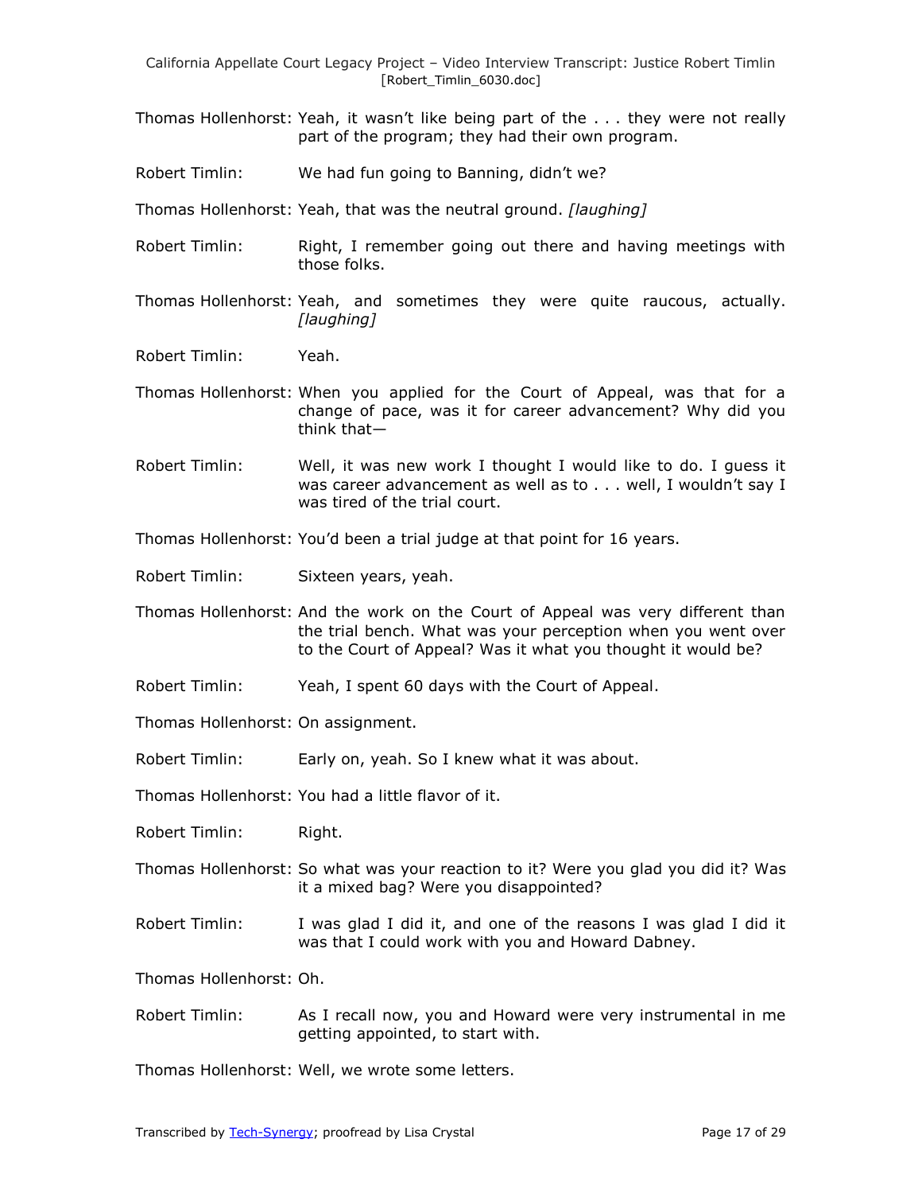Thomas Hollenhorst: Yeah, it wasn't like being part of the . . . they were not really part of the program; they had their own program.

Robert Timlin: We had fun going to Banning, didn't we?

Thomas Hollenhorst: Yeah, that was the neutral ground. *[laughing]*

Robert Timlin: Right, I remember going out there and having meetings with those folks.

Thomas Hollenhorst: Yeah, and sometimes they were quite raucous, actually. *[laughing]*

Robert Timlin: Yeah.

Thomas Hollenhorst: When you applied for the Court of Appeal, was that for a change of pace, was it for career advancement? Why did you think that—

Robert Timlin: Well, it was new work I thought I would like to do. I guess it was career advancement as well as to . . . well, I wouldn't say I was tired of the trial court.

Thomas Hollenhorst: You'd been a trial judge at that point for 16 years.

Robert Timlin: Sixteen years, yeah.

Thomas Hollenhorst: And the work on the Court of Appeal was very different than the trial bench. What was your perception when you went over to the Court of Appeal? Was it what you thought it would be?

Robert Timlin: Yeah, I spent 60 days with the Court of Appeal.

Thomas Hollenhorst: On assignment.

Robert Timlin: Early on, yeah. So I knew what it was about.

Thomas Hollenhorst: You had a little flavor of it.

Robert Timlin: Right.

Thomas Hollenhorst: So what was your reaction to it? Were you glad you did it? Was it a mixed bag? Were you disappointed?

Robert Timlin: I was glad I did it, and one of the reasons I was glad I did it was that I could work with you and Howard Dabney.

Thomas Hollenhorst: Oh.

Robert Timlin: As I recall now, you and Howard were very instrumental in me getting appointed, to start with.

Thomas Hollenhorst: Well, we wrote some letters.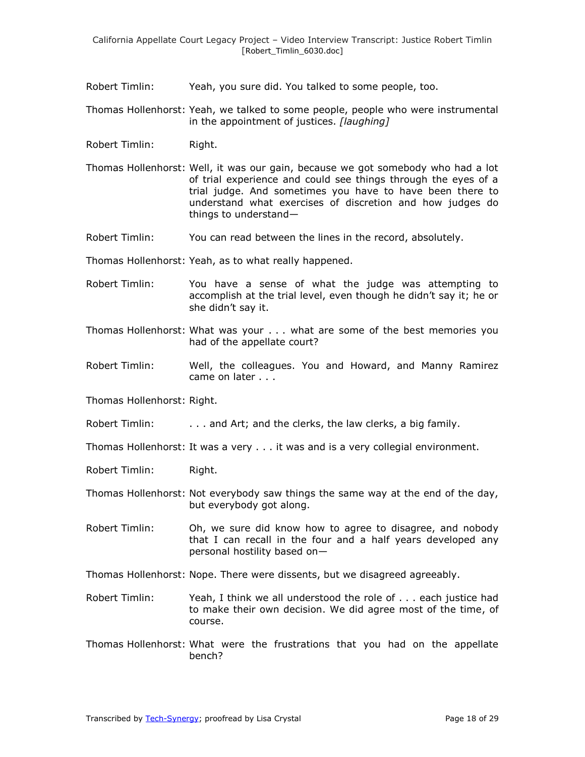Robert Timlin: Yeah, you sure did. You talked to some people, too.

Thomas Hollenhorst: Yeah, we talked to some people, people who were instrumental in the appointment of justices. *[laughing]*

Robert Timlin: Right.

Thomas Hollenhorst: Well, it was our gain, because we got somebody who had a lot of trial experience and could see things through the eyes of a trial judge. And sometimes you have to have been there to understand what exercises of discretion and how judges do things to understand—

Robert Timlin: You can read between the lines in the record, absolutely.

Thomas Hollenhorst: Yeah, as to what really happened.

Robert Timlin: You have a sense of what the judge was attempting to accomplish at the trial level, even though he didn't say it; he or she didn't say it.

Thomas Hollenhorst: What was your . . . what are some of the best memories you had of the appellate court?

Robert Timlin: Well, the colleagues. You and Howard, and Manny Ramirez came on later . . .

Thomas Hollenhorst: Right.

Robert Timlin: . . . and Art; and the clerks, the law clerks, a big family.

Thomas Hollenhorst: It was a very . . . it was and is a very collegial environment.

Robert Timlin: Right.

Thomas Hollenhorst: Not everybody saw things the same way at the end of the day, but everybody got along.

Robert Timlin: Oh, we sure did know how to agree to disagree, and nobody that I can recall in the four and a half years developed any personal hostility based on—

Thomas Hollenhorst: Nope. There were dissents, but we disagreed agreeably.

Robert Timlin: Yeah, I think we all understood the role of . . . each justice had to make their own decision. We did agree most of the time, of course.

Thomas Hollenhorst: What were the frustrations that you had on the appellate bench?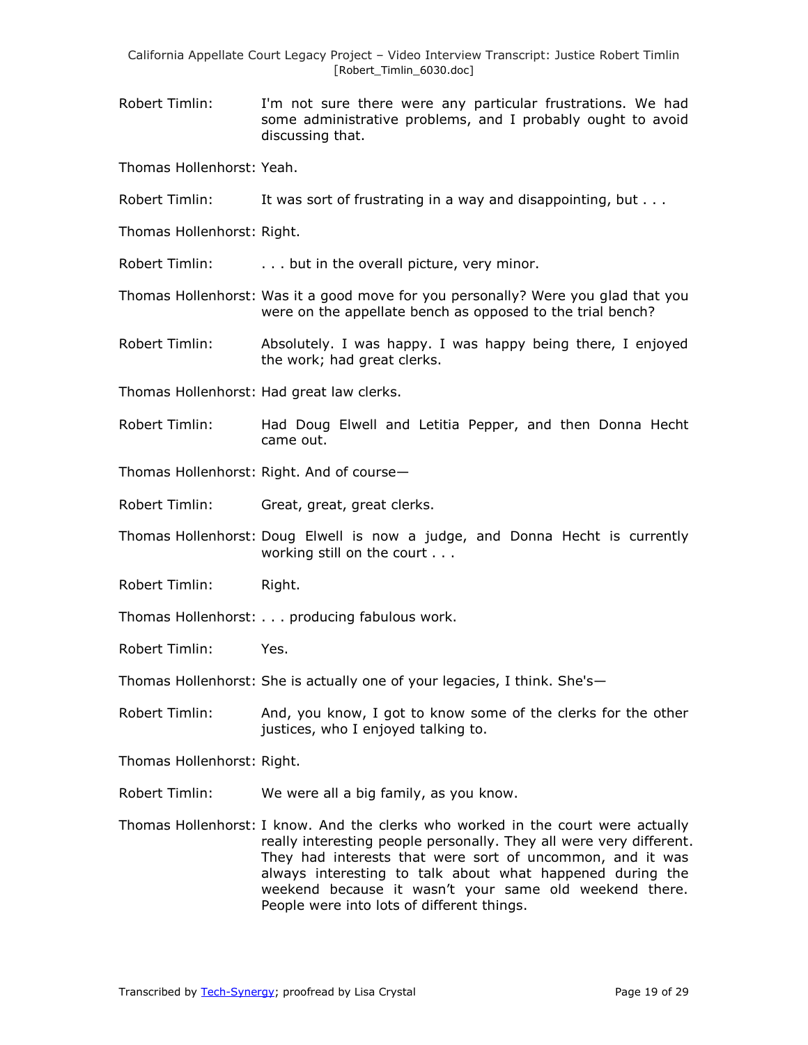Robert Timlin: I'm not sure there were any particular frustrations. We had some administrative problems, and I probably ought to avoid discussing that.

Thomas Hollenhorst: Yeah.

Robert Timlin: It was sort of frustrating in a way and disappointing, but . . .

Thomas Hollenhorst: Right.

Robert Timlin: . . . but in the overall picture, very minor.

Thomas Hollenhorst: Was it a good move for you personally? Were you glad that you were on the appellate bench as opposed to the trial bench?

Robert Timlin: Absolutely. I was happy. I was happy being there, I enjoyed the work; had great clerks.

Thomas Hollenhorst: Had great law clerks.

Robert Timlin: Had Doug Elwell and Letitia Pepper, and then Donna Hecht came out.

Thomas Hollenhorst: Right. And of course—

Robert Timlin: Great, great, great clerks.

Thomas Hollenhorst: Doug Elwell is now a judge, and Donna Hecht is currently working still on the court . . .

Robert Timlin: Right.

Thomas Hollenhorst: . . . producing fabulous work.

Robert Timlin: Yes.

Thomas Hollenhorst: She is actually one of your legacies, I think. She's—

Robert Timlin: And, you know, I got to know some of the clerks for the other justices, who I enjoyed talking to.

Thomas Hollenhorst: Right.

Robert Timlin: We were all a big family, as you know.

Thomas Hollenhorst: I know. And the clerks who worked in the court were actually really interesting people personally. They all were very different. They had interests that were sort of uncommon, and it was always interesting to talk about what happened during the weekend because it wasn't your same old weekend there. People were into lots of different things.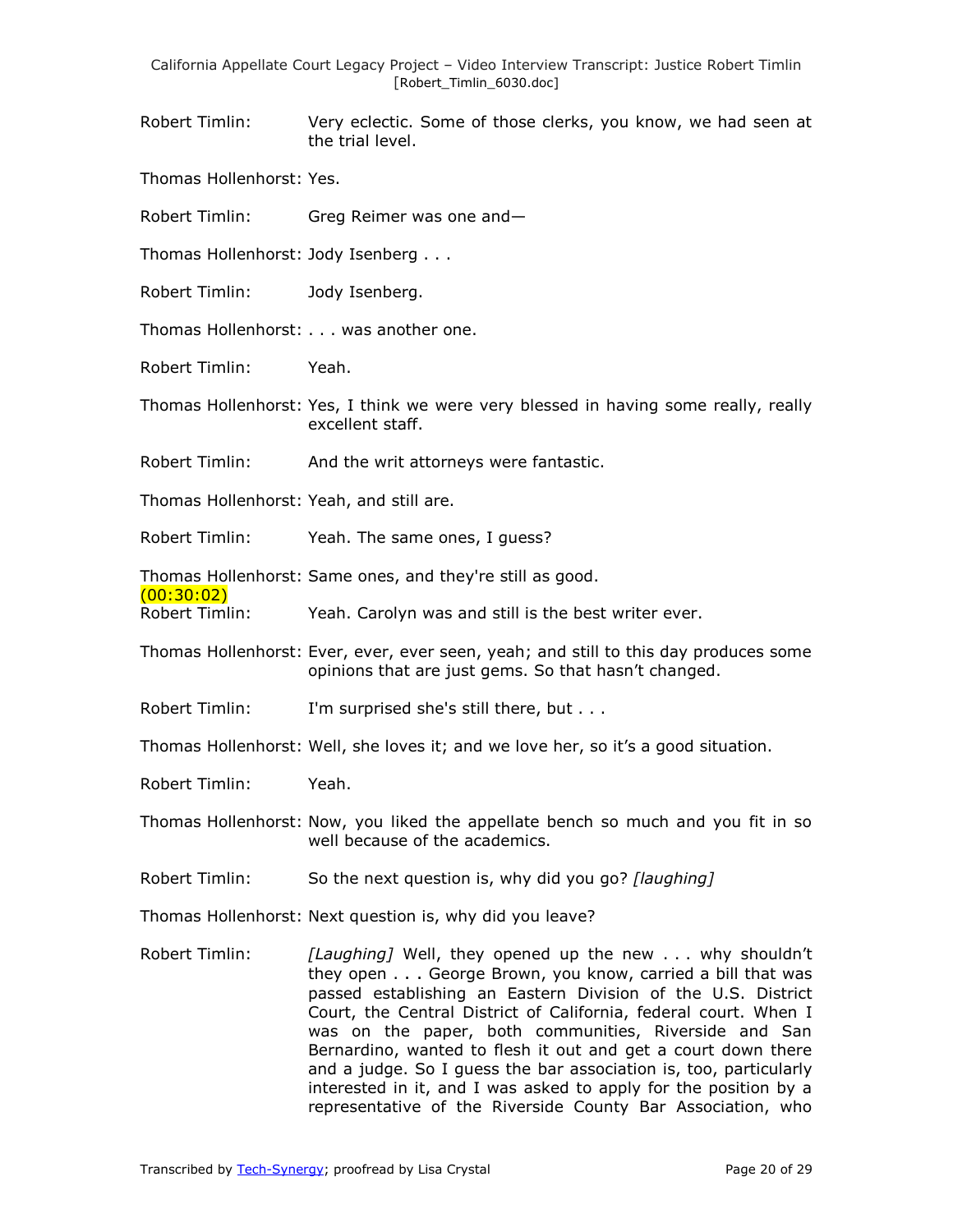Robert Timlin: Very eclectic. Some of those clerks, you know, we had seen at the trial level.

Thomas Hollenhorst: Yes.

Robert Timlin: Greg Reimer was one and—

Thomas Hollenhorst: Jody Isenberg . . .

Robert Timlin: Jody Isenberg.

Thomas Hollenhorst: . . . was another one.

Robert Timlin: Yeah.

Thomas Hollenhorst: Yes, I think we were very blessed in having some really, really excellent staff.

Robert Timlin: And the writ attorneys were fantastic.

Thomas Hollenhorst: Yeah, and still are.

Robert Timlin: Yeah. The same ones, I guess?

Thomas Hollenhorst: Same ones, and they're still as good.

(00:30:02)

Robert Timlin: Yeah. Carolyn was and still is the best writer ever.

Thomas Hollenhorst: Ever, ever, ever seen, yeah; and still to this day produces some opinions that are just gems. So that hasn't changed.

Robert Timlin: I'm surprised she's still there, but . . .

Thomas Hollenhorst: Well, she loves it; and we love her, so it's a good situation.

Robert Timlin: Yeah.

Thomas Hollenhorst: Now, you liked the appellate bench so much and you fit in so well because of the academics.

Robert Timlin: So the next question is, why did you go? *[laughing]*

Thomas Hollenhorst: Next question is, why did you leave?

Robert Timlin: *[Laughing]* Well, they opened up the new . . . why shouldn't they open . . . George Brown, you know, carried a bill that was passed establishing an Eastern Division of the U.S. District Court, the Central District of California, federal court. When I was on the paper, both communities, Riverside and San Bernardino, wanted to flesh it out and get a court down there and a judge. So I guess the bar association is, too, particularly interested in it, and I was asked to apply for the position by a representative of the Riverside County Bar Association, who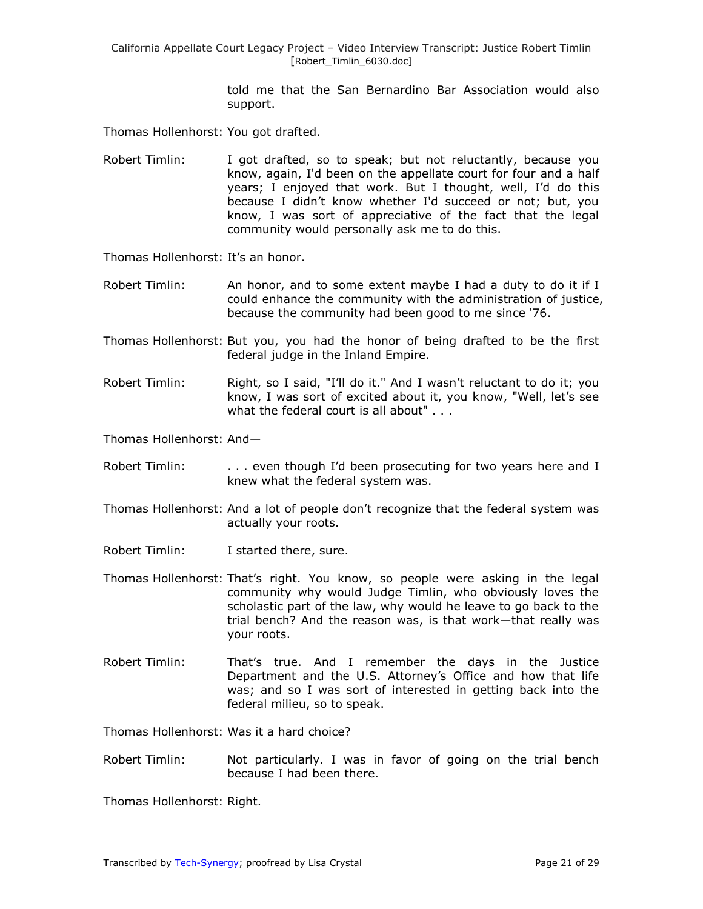told me that the San Bernardino Bar Association would also support.

Thomas Hollenhorst: You got drafted.

Robert Timlin: I got drafted, so to speak; but not reluctantly, because you know, again, I'd been on the appellate court for four and a half years; I enjoyed that work. But I thought, well, I'd do this because I didn't know whether I'd succeed or not; but, you know, I was sort of appreciative of the fact that the legal community would personally ask me to do this.

Thomas Hollenhorst: It's an honor.

Robert Timlin: An honor, and to some extent maybe I had a duty to do it if I could enhance the community with the administration of justice, because the community had been good to me since '76.

Thomas Hollenhorst: But you, you had the honor of being drafted to be the first federal judge in the Inland Empire.

Robert Timlin: Right, so I said, "I'll do it." And I wasn't reluctant to do it; you know, I was sort of excited about it, you know, "Well, let's see what the federal court is all about" . . .

Thomas Hollenhorst: And—

Robert Timlin: . . . even though I'd been prosecuting for two years here and I knew what the federal system was.

Thomas Hollenhorst: And a lot of people don't recognize that the federal system was actually your roots.

Robert Timlin: I started there, sure.

Thomas Hollenhorst: That's right. You know, so people were asking in the legal community why would Judge Timlin, who obviously loves the scholastic part of the law, why would he leave to go back to the trial bench? And the reason was, is that work—that really was your roots.

Robert Timlin: That's true. And I remember the days in the Justice Department and the U.S. Attorney's Office and how that life was; and so I was sort of interested in getting back into the federal milieu, so to speak.

Thomas Hollenhorst: Was it a hard choice?

Robert Timlin: Not particularly. I was in favor of going on the trial bench because I had been there.

Thomas Hollenhorst: Right.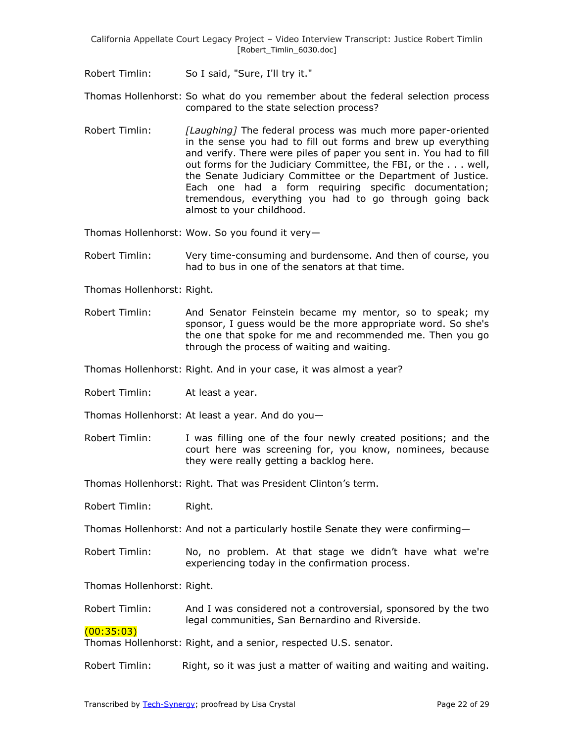Robert Timlin: So I said, "Sure, I'll try it."

Thomas Hollenhorst: So what do you remember about the federal selection process compared to the state selection process?

Robert Timlin: *[Laughing]* The federal process was much more paper-oriented in the sense you had to fill out forms and brew up everything and verify. There were piles of paper you sent in. You had to fill out forms for the Judiciary Committee, the FBI, or the . . . well, the Senate Judiciary Committee or the Department of Justice. Each one had a form requiring specific documentation; tremendous, everything you had to go through going back almost to your childhood.

Thomas Hollenhorst: Wow. So you found it very—

Robert Timlin: Very time-consuming and burdensome. And then of course, you had to bus in one of the senators at that time.

Thomas Hollenhorst: Right.

Robert Timlin: And Senator Feinstein became my mentor, so to speak; my sponsor, I guess would be the more appropriate word. So she's the one that spoke for me and recommended me. Then you go through the process of waiting and waiting.

Thomas Hollenhorst: Right. And in your case, it was almost a year?

Robert Timlin: At least a year.

Thomas Hollenhorst: At least a year. And do you—

Robert Timlin: I was filling one of the four newly created positions; and the court here was screening for, you know, nominees, because they were really getting a backlog here.

Thomas Hollenhorst: Right. That was President Clinton's term.

Robert Timlin: Right.

Thomas Hollenhorst: And not a particularly hostile Senate they were confirming—

Robert Timlin: No, no problem. At that stage we didn't have what we're experiencing today in the confirmation process.

Thomas Hollenhorst: Right.

Robert Timlin: And I was considered not a controversial, sponsored by the two legal communities, San Bernardino and Riverside.

(00:35:03)

Thomas Hollenhorst: Right, and a senior, respected U.S. senator.

Robert Timlin: Right, so it was just a matter of waiting and waiting and waiting.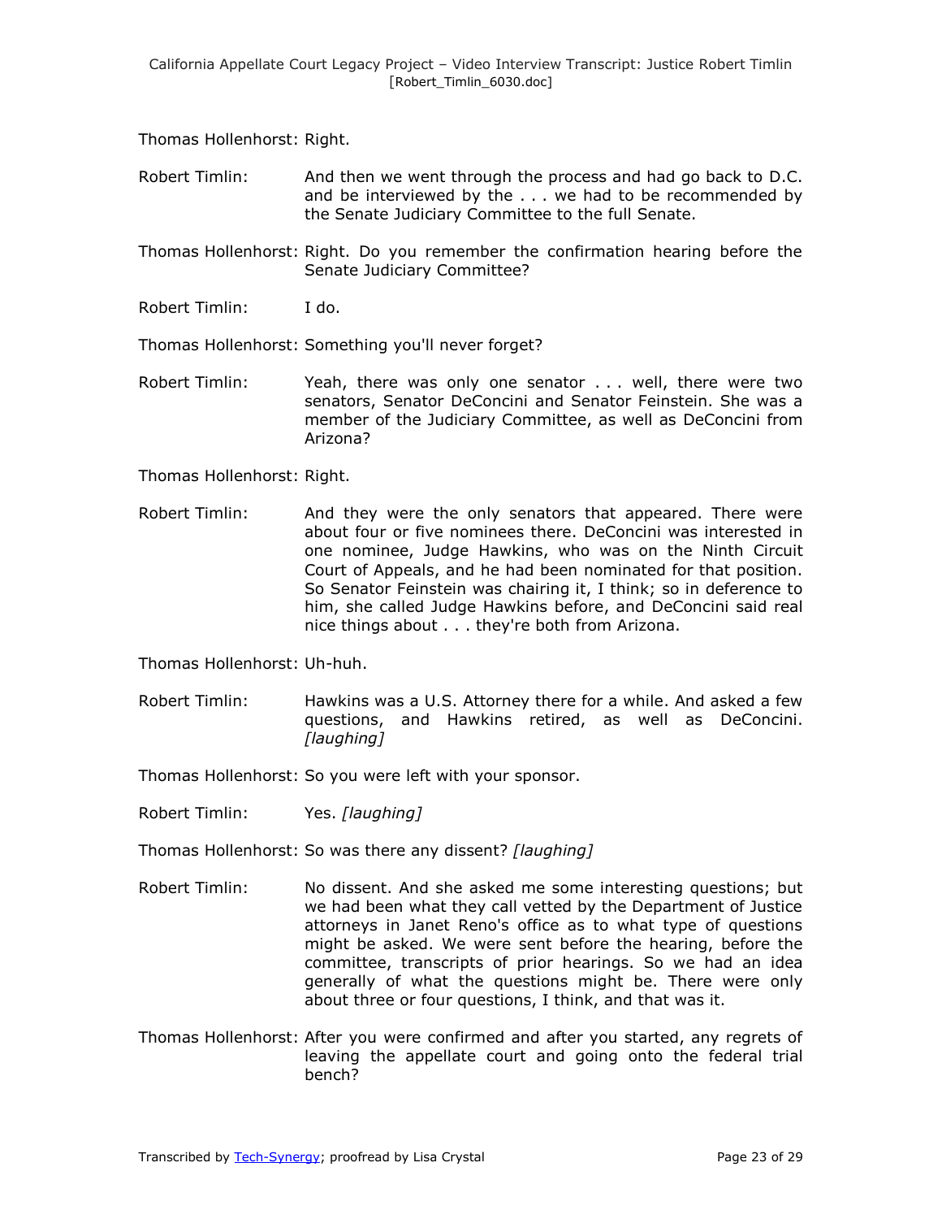Thomas Hollenhorst: Right.

Robert Timlin: And then we went through the process and had go back to D.C. and be interviewed by the . . . we had to be recommended by the Senate Judiciary Committee to the full Senate.

Thomas Hollenhorst: Right. Do you remember the confirmation hearing before the Senate Judiciary Committee?

Robert Timlin: I do.

Thomas Hollenhorst: Something you'll never forget?

Robert Timlin: Yeah, there was only one senator . . . well, there were two senators, Senator DeConcini and Senator Feinstein. She was a member of the Judiciary Committee, as well as DeConcini from Arizona?

Thomas Hollenhorst: Right.

Robert Timlin: And they were the only senators that appeared. There were about four or five nominees there. DeConcini was interested in one nominee, Judge Hawkins, who was on the Ninth Circuit Court of Appeals, and he had been nominated for that position. So Senator Feinstein was chairing it, I think; so in deference to him, she called Judge Hawkins before, and DeConcini said real nice things about . . . they're both from Arizona.

Thomas Hollenhorst: Uh-huh.

Robert Timlin: Hawkins was a U.S. Attorney there for a while. And asked a few questions, and Hawkins retired, as well as DeConcini. *[laughing]*

Thomas Hollenhorst: So you were left with your sponsor.

Robert Timlin: Yes. *[laughing]*

Thomas Hollenhorst: So was there any dissent? *[laughing]*

Robert Timlin: No dissent. And she asked me some interesting questions; but we had been what they call vetted by the Department of Justice attorneys in Janet Reno's office as to what type of questions might be asked. We were sent before the hearing, before the committee, transcripts of prior hearings. So we had an idea generally of what the questions might be. There were only about three or four questions, I think, and that was it.

Thomas Hollenhorst: After you were confirmed and after you started, any regrets of leaving the appellate court and going onto the federal trial bench?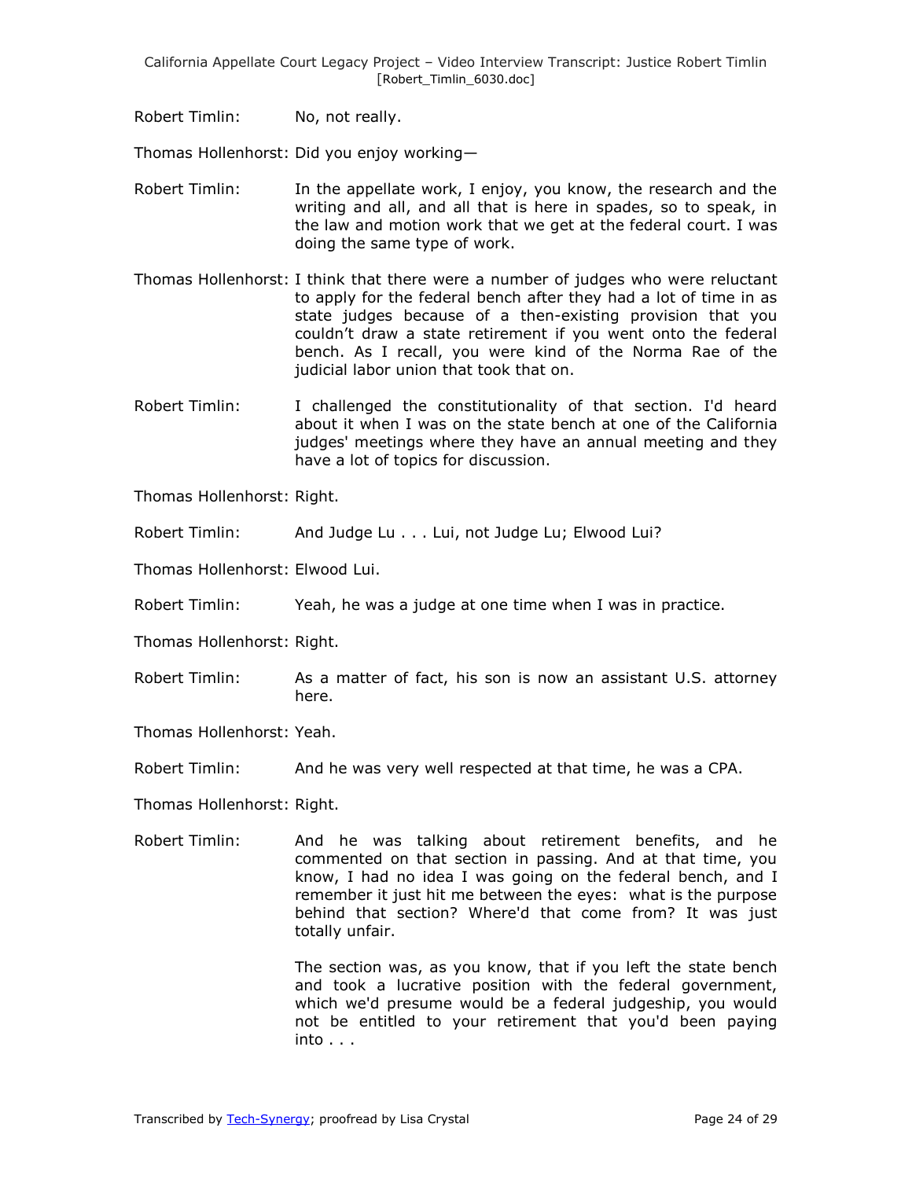Robert Timlin: No, not really.

Thomas Hollenhorst: Did you enjoy working—

Robert Timlin: In the appellate work, I enjoy, you know, the research and the writing and all, and all that is here in spades, so to speak, in the law and motion work that we get at the federal court. I was doing the same type of work.

Thomas Hollenhorst: I think that there were a number of judges who were reluctant to apply for the federal bench after they had a lot of time in as state judges because of a then-existing provision that you couldn't draw a state retirement if you went onto the federal bench. As I recall, you were kind of the Norma Rae of the judicial labor union that took that on.

Robert Timlin: I challenged the constitutionality of that section. I'd heard about it when I was on the state bench at one of the California judges' meetings where they have an annual meeting and they have a lot of topics for discussion.

Thomas Hollenhorst: Right.

Robert Timlin: And Judge Lu . . . Lui, not Judge Lu; Elwood Lui?

Thomas Hollenhorst: Elwood Lui.

Robert Timlin: Yeah, he was a judge at one time when I was in practice.

Thomas Hollenhorst: Right.

Robert Timlin: As a matter of fact, his son is now an assistant U.S. attorney here.

Thomas Hollenhorst: Yeah.

Robert Timlin: And he was very well respected at that time, he was a CPA.

Thomas Hollenhorst: Right.

Robert Timlin: And he was talking about retirement benefits, and he commented on that section in passing. And at that time, you know, I had no idea I was going on the federal bench, and I remember it just hit me between the eyes: what is the purpose behind that section? Where'd that come from? It was just totally unfair.

The section was, as you know, that if you left the state bench and took a lucrative position with the federal government, which we'd presume would be a federal judgeship, you would not be entitled to your retirement that you'd been paying into . . .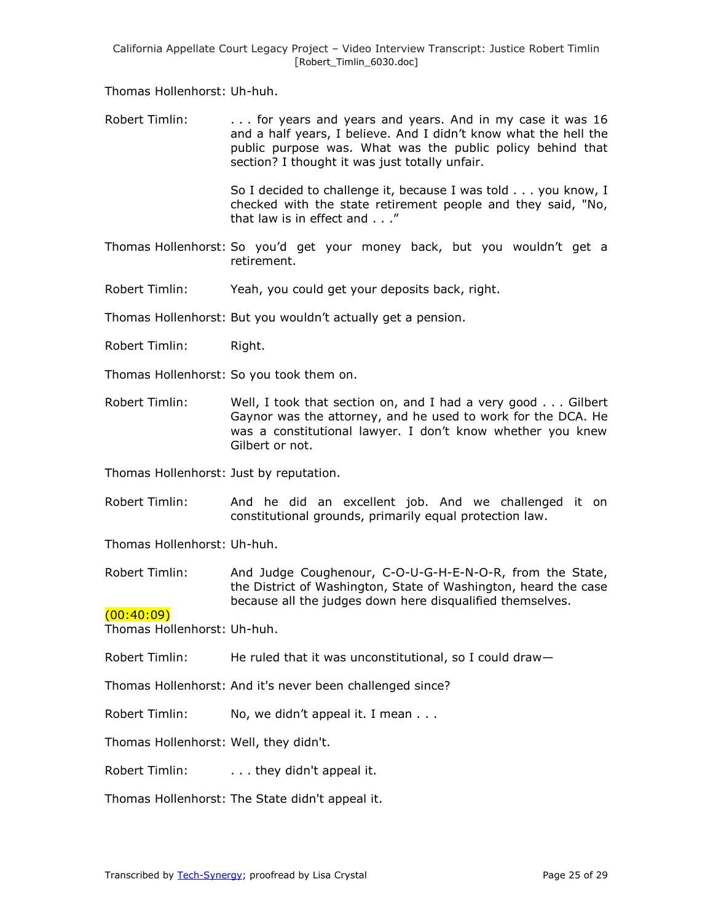Thomas Hollenhorst: Uh-huh.

Robert Timlin: . . . for years and years and years. And in my case it was 16 and a half years, I believe. And I didn't know what the hell the public purpose was. What was the public policy behind that section? I thought it was just totally unfair.

So I decided to challenge it, because I was told . . . you know, I checked with the state retirement people and they said, "No, that law is in effect and . . ."

Thomas Hollenhorst: So you'd get your money back, but you wouldn't get a retirement.

Robert Timlin: Yeah, you could get your deposits back, right.

Thomas Hollenhorst: But you wouldn't actually get a pension.

Robert Timlin: Right.

Thomas Hollenhorst: So you took them on.

Robert Timlin: Well, I took that section on, and I had a very good . . . Gilbert Gaynor was the attorney, and he used to work for the DCA. He was a constitutional lawyer. I don't know whether you knew Gilbert or not.

Thomas Hollenhorst: Just by reputation.

Robert Timlin: And he did an excellent job. And we challenged it on constitutional grounds, primarily equal protection law.

Thomas Hollenhorst: Uh-huh.

Robert Timlin: And Judge Coughenour, C-O-U-G-H-E-N-O-R, from the State, the District of Washington, State of Washington, heard the case because all the judges down here disqualified themselves.

(00:40:09)

Thomas Hollenhorst: Uh-huh.

Robert Timlin: He ruled that it was unconstitutional, so I could draw—

Thomas Hollenhorst: And it's never been challenged since?

Robert Timlin: No, we didn't appeal it. I mean . . .

Thomas Hollenhorst: Well, they didn't.

Robert Timlin: . . . they didn't appeal it.

Thomas Hollenhorst: The State didn't appeal it.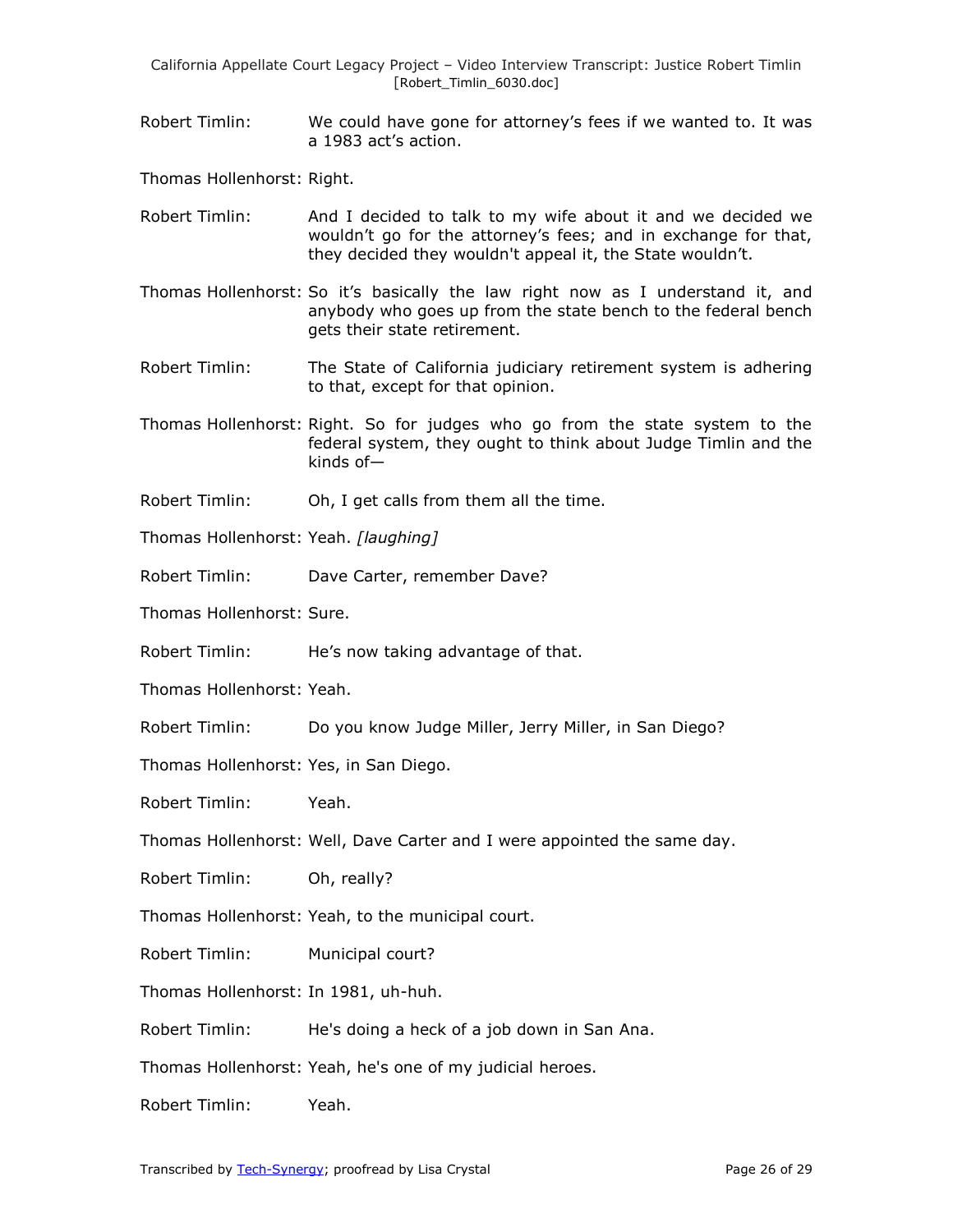Robert Timlin: We could have gone for attorney's fees if we wanted to. It was a 1983 act's action.

Thomas Hollenhorst: Right.

Robert Timlin: And I decided to talk to my wife about it and we decided we wouldn't go for the attorney's fees; and in exchange for that, they decided they wouldn't appeal it, the State wouldn't.

Thomas Hollenhorst: So it's basically the law right now as I understand it, and anybody who goes up from the state bench to the federal bench gets their state retirement.

Robert Timlin: The State of California judiciary retirement system is adhering to that, except for that opinion.

Thomas Hollenhorst: Right. So for judges who go from the state system to the federal system, they ought to think about Judge Timlin and the kinds of—

Robert Timlin: Oh, I get calls from them all the time.

Thomas Hollenhorst: Yeah. *[laughing]*

Robert Timlin: Dave Carter, remember Dave?

Thomas Hollenhorst: Sure.

Robert Timlin: He's now taking advantage of that.

Thomas Hollenhorst: Yeah.

Robert Timlin: Do you know Judge Miller, Jerry Miller, in San Diego?

Thomas Hollenhorst: Yes, in San Diego.

Robert Timlin: Yeah.

Thomas Hollenhorst: Well, Dave Carter and I were appointed the same day.

Robert Timlin: Oh, really?

Thomas Hollenhorst: Yeah, to the municipal court.

Robert Timlin: Municipal court?

Thomas Hollenhorst: In 1981, uh-huh.

Robert Timlin: He's doing a heck of a job down in San Ana.

Thomas Hollenhorst: Yeah, he's one of my judicial heroes.

Robert Timlin: Yeah.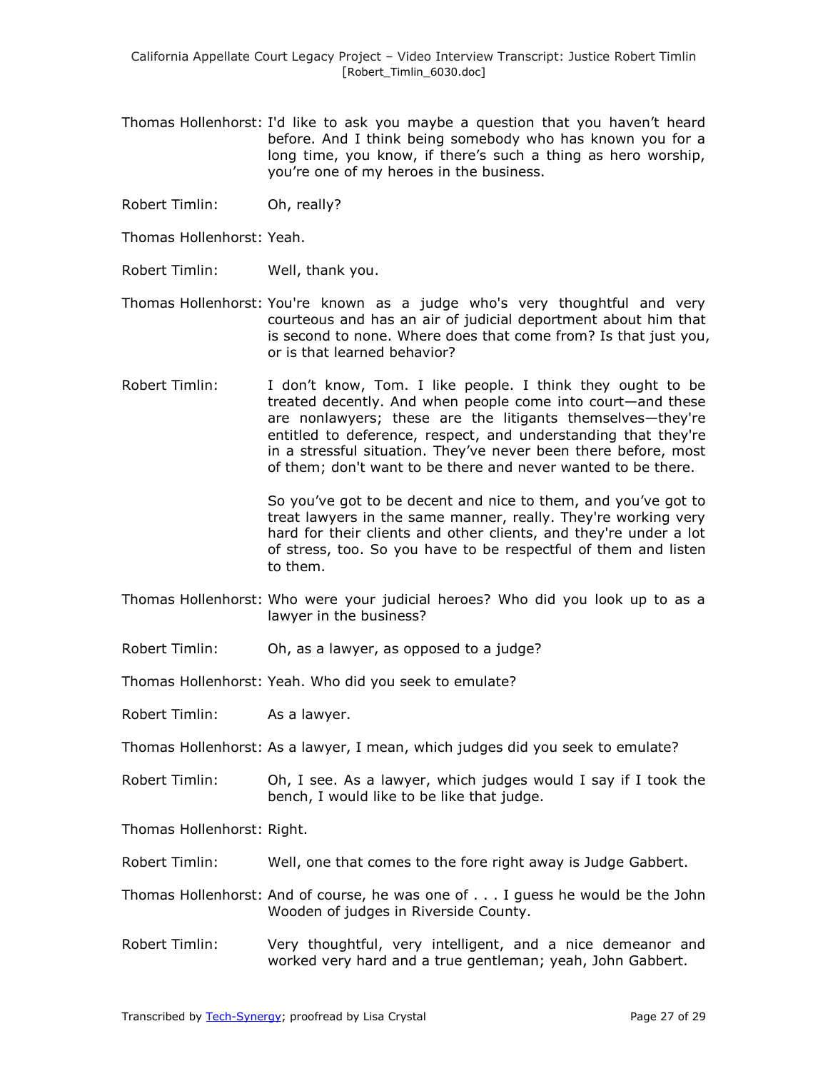Thomas Hollenhorst: I'd like to ask you maybe a question that you haven't heard before. And I think being somebody who has known you for a long time, you know, if there's such a thing as hero worship, you're one of my heroes in the business.

Robert Timlin: Oh, really?

Thomas Hollenhorst: Yeah.

Robert Timlin: Well, thank you.

Thomas Hollenhorst: You're known as a judge who's very thoughtful and very courteous and has an air of judicial deportment about him that is second to none. Where does that come from? Is that just you, or is that learned behavior?

Robert Timlin: I don't know, Tom. I like people. I think they ought to be treated decently. And when people come into court—and these are nonlawyers; these are the litigants themselves—they're entitled to deference, respect, and understanding that they're in a stressful situation. They've never been there before, most of them; don't want to be there and never wanted to be there.

So you've got to be decent and nice to them, and you've got to treat lawyers in the same manner, really. They're working very hard for their clients and other clients, and they're under a lot of stress, too. So you have to be respectful of them and listen to them.

Thomas Hollenhorst: Who were your judicial heroes? Who did you look up to as a lawyer in the business?

Robert Timlin: Oh, as a lawyer, as opposed to a judge?

Thomas Hollenhorst: Yeah. Who did you seek to emulate?

Robert Timlin: As a lawyer.

Thomas Hollenhorst: As a lawyer, I mean, which judges did you seek to emulate?

Robert Timlin: Oh, I see. As a lawyer, which judges would I say if I took the bench, I would like to be like that judge.

Thomas Hollenhorst: Right.

Robert Timlin: Well, one that comes to the fore right away is Judge Gabbert.

Thomas Hollenhorst: And of course, he was one of . . . I guess he would be the John Wooden of judges in Riverside County.

Robert Timlin: Very thoughtful, very intelligent, and a nice demeanor and worked very hard and a true gentleman; yeah, John Gabbert.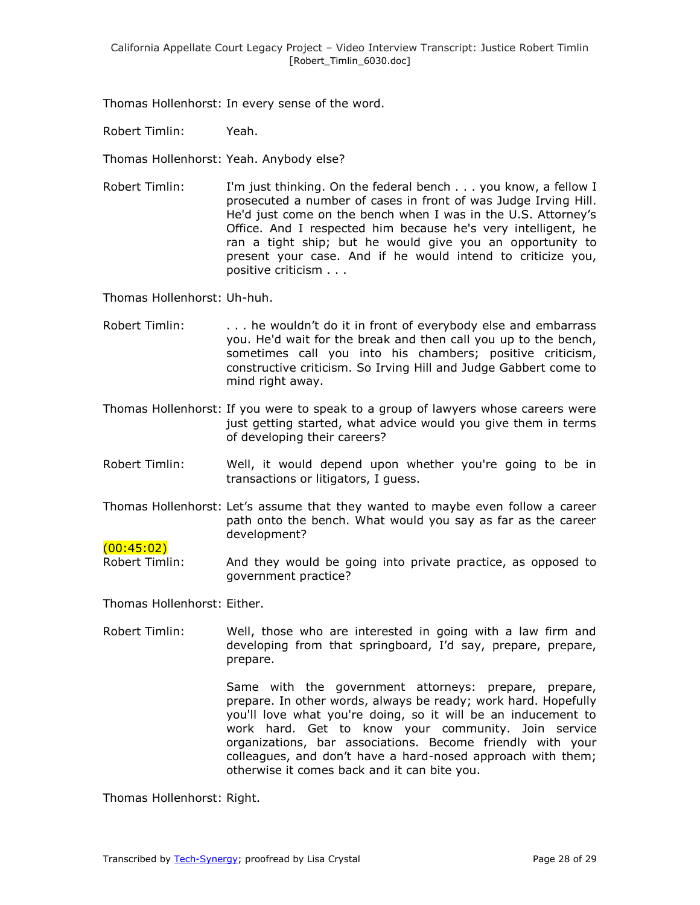Thomas Hollenhorst: In every sense of the word.

Robert Timlin: Yeah.

Thomas Hollenhorst: Yeah. Anybody else?

Robert Timlin: I'm just thinking. On the federal bench . . . you know, a fellow I prosecuted a number of cases in front of was Judge Irving Hill. He'd just come on the bench when I was in the U.S. Attorney's Office. And I respected him because he's very intelligent, he ran a tight ship; but he would give you an opportunity to present your case. And if he would intend to criticize you, positive criticism . . .

Thomas Hollenhorst: Uh-huh.

Robert Timlin: . . . he wouldn't do it in front of everybody else and embarrass you. He'd wait for the break and then call you up to the bench, sometimes call you into his chambers; positive criticism, constructive criticism. So Irving Hill and Judge Gabbert come to mind right away.

Thomas Hollenhorst: If you were to speak to a group of lawyers whose careers were just getting started, what advice would you give them in terms of developing their careers?

Robert Timlin: Well, it would depend upon whether you're going to be in transactions or litigators, I guess.

Thomas Hollenhorst: Let's assume that they wanted to maybe even follow a career path onto the bench. What would you say as far as the career development?

(00:45:02)

Robert Timlin: And they would be going into private practice, as opposed to government practice?

Thomas Hollenhorst: Either.

Robert Timlin: Well, those who are interested in going with a law firm and developing from that springboard, I'd say, prepare, prepare, prepare.

Same with the government attorneys: prepare, prepare, prepare. In other words, always be ready; work hard. Hopefully you'll love what you're doing, so it will be an inducement to work hard. Get to know your community. Join service organizations, bar associations. Become friendly with your colleagues, and don't have a hard-nosed approach with them; otherwise it comes back and it can bite you.

Thomas Hollenhorst: Right.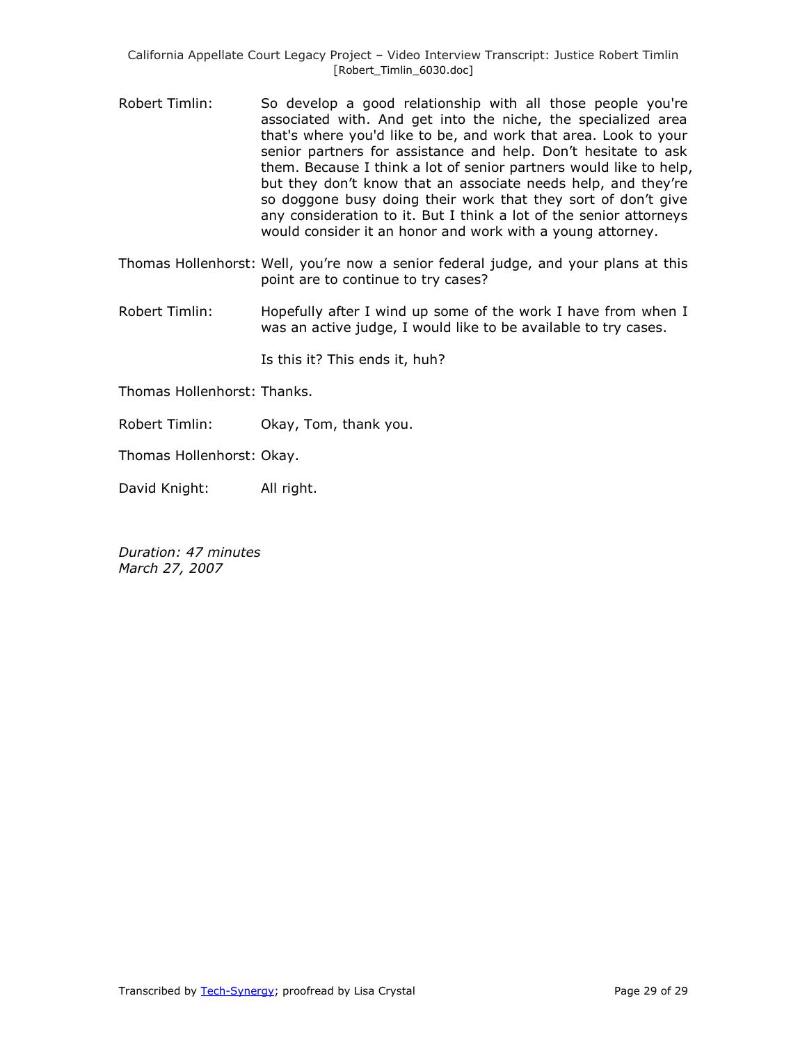Robert Timlin: So develop a good relationship with all those people you're associated with. And get into the niche, the specialized area that's where you'd like to be, and work that area. Look to your senior partners for assistance and help. Don't hesitate to ask them. Because I think a lot of senior partners would like to help, but they don't know that an associate needs help, and they're so doggone busy doing their work that they sort of don't give any consideration to it. But I think a lot of the senior attorneys would consider it an honor and work with a young attorney.

Thomas Hollenhorst: Well, you're now a senior federal judge, and your plans at this point are to continue to try cases?

Robert Timlin: Hopefully after I wind up some of the work I have from when I was an active judge, I would like to be available to try cases.

Is this it? This ends it, huh?

Thomas Hollenhorst: Thanks.

Robert Timlin: Okay, Tom, thank you.

Thomas Hollenhorst: Okay.

David Knight: All right.

*Duration: 47 minutes*
*March 27, 2007*

Transcribed by Tech-Synergy; proofread by Lisa Crystal